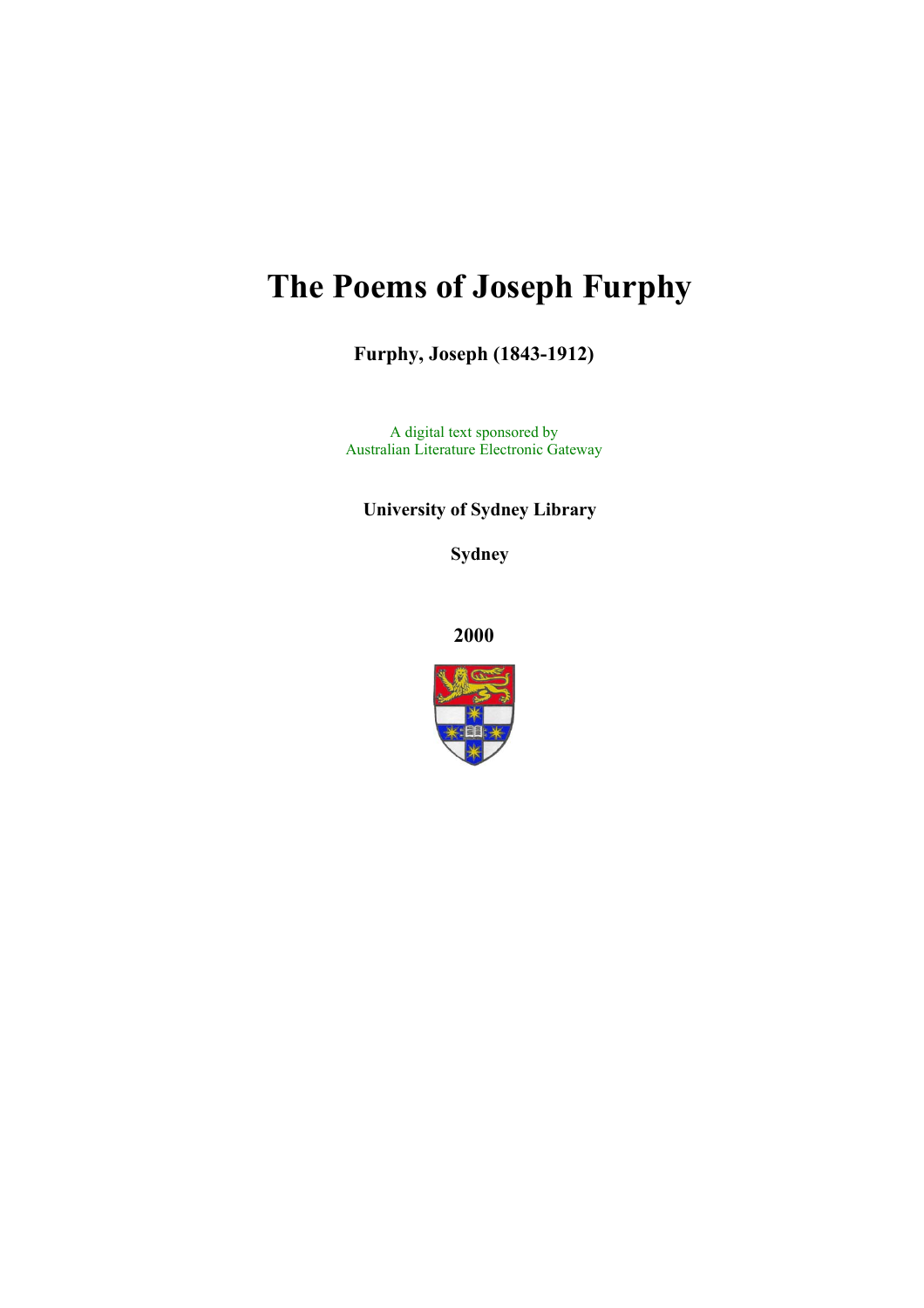# The Poems of Joseph Furphy

**Furphy, Joseph (1843-1912)**

A digital text sponsored by
Australian Literature Electronic Gateway

**University of Sydney Library**

**Sydney**

**2000**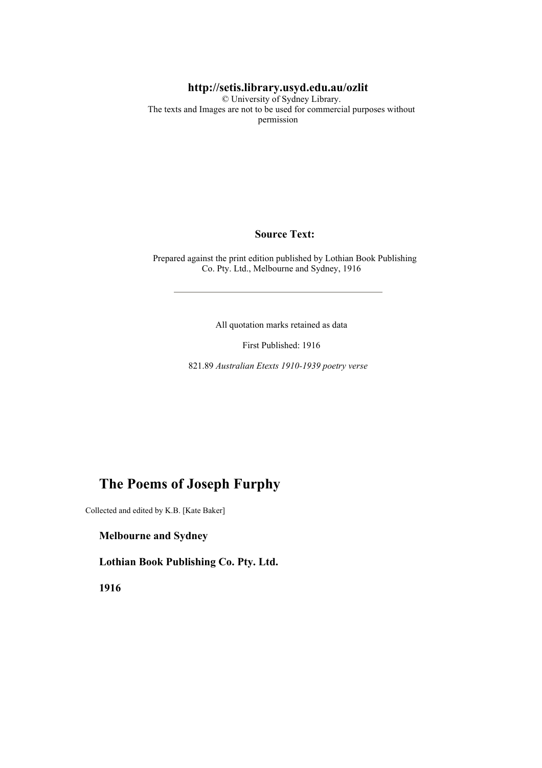**http://setis.library.usyd.edu.au/ozlit**
© University of Sydney Library.
The texts and Images are not to be used for commercial purposes without permission

**Source Text:**

Prepared against the print edition published by Lothian Book Publishing Co. Pty. Ltd., Melbourne and Sydney, 1916

---

All quotation marks retained as data

First Published: 1916

821.89 *Australian Etexts 1910-1939 poetry verse*

# The Poems of Joseph Furphy

Collected and edited by K.B. [Kate Baker]

**Melbourne and Sydney**

**Lothian Book Publishing Co. Pty. Ltd.**

**1916**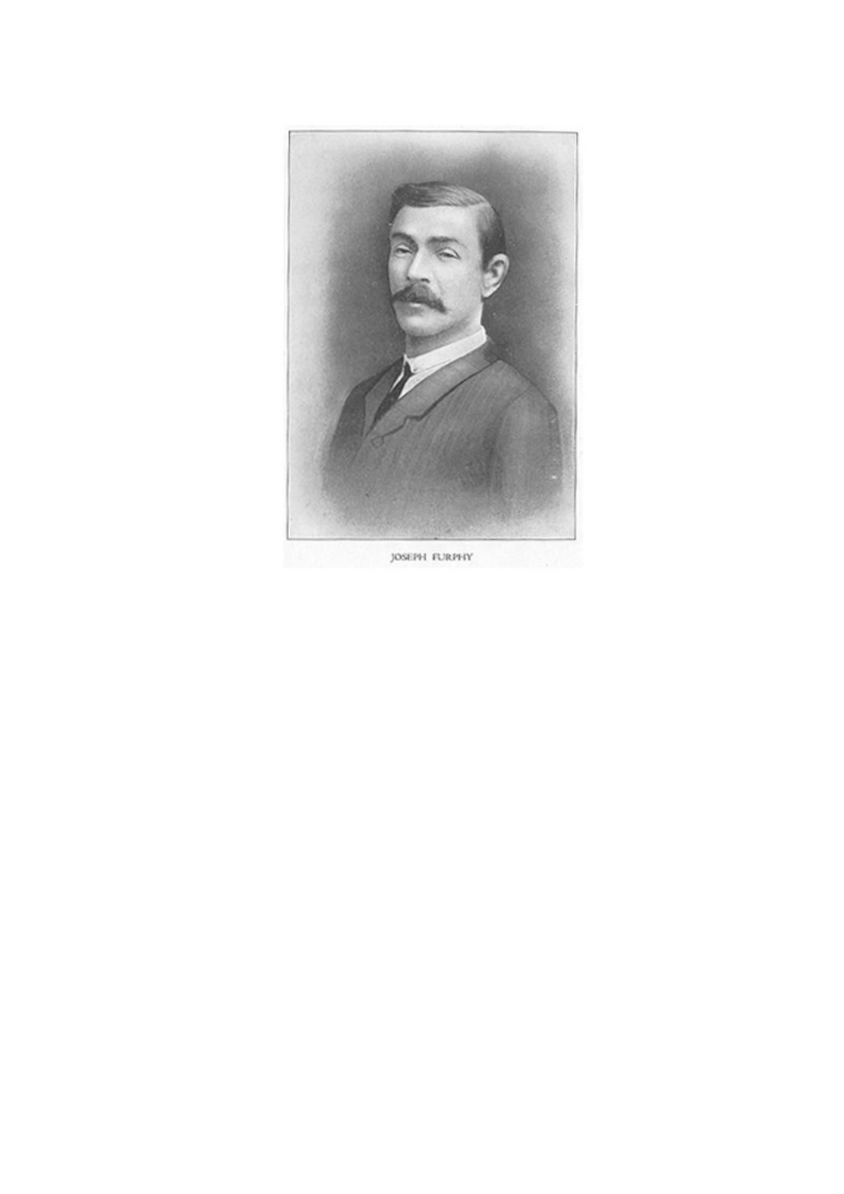JOSEPH FURPHY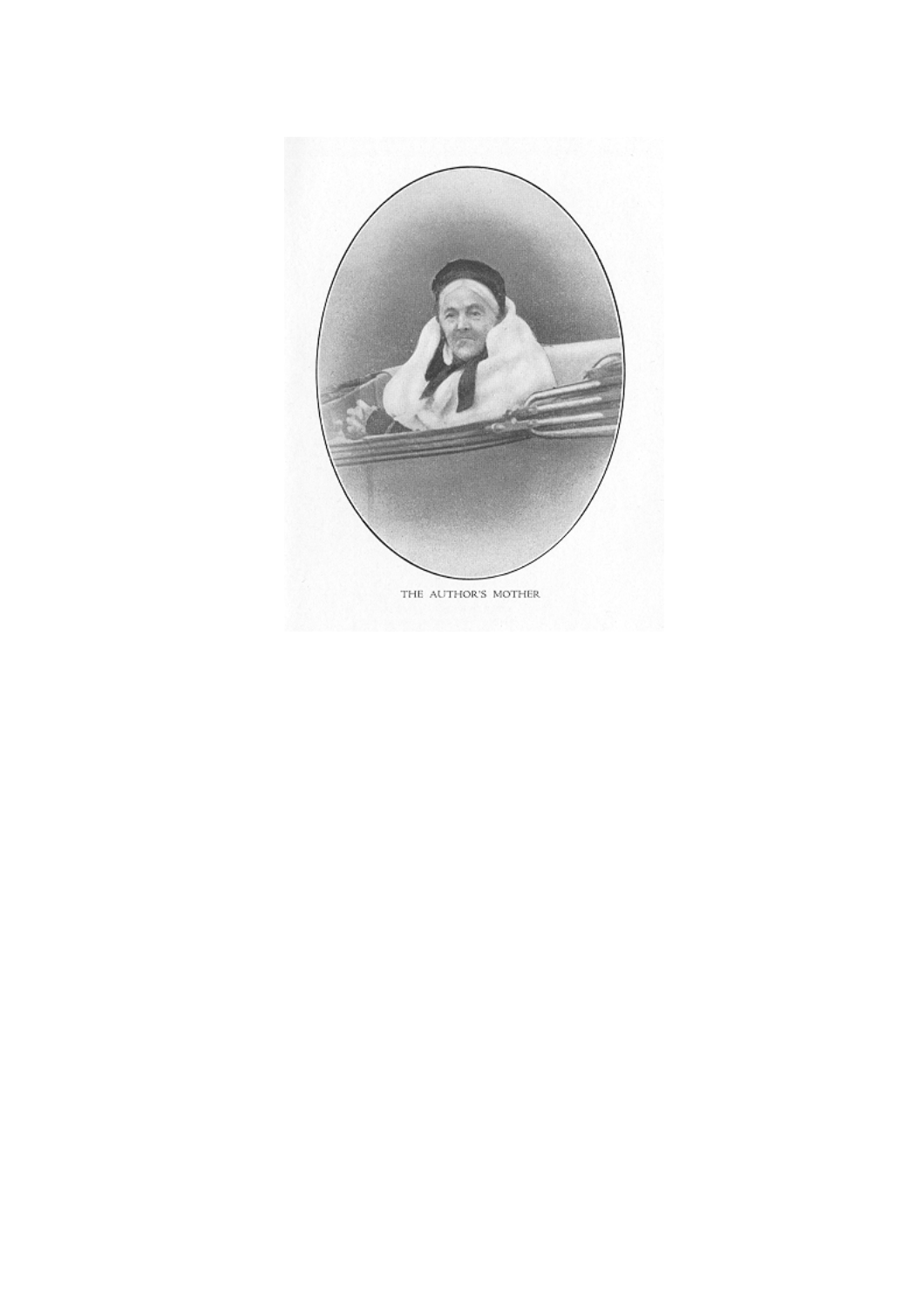THE AUTHOR'S MOTHER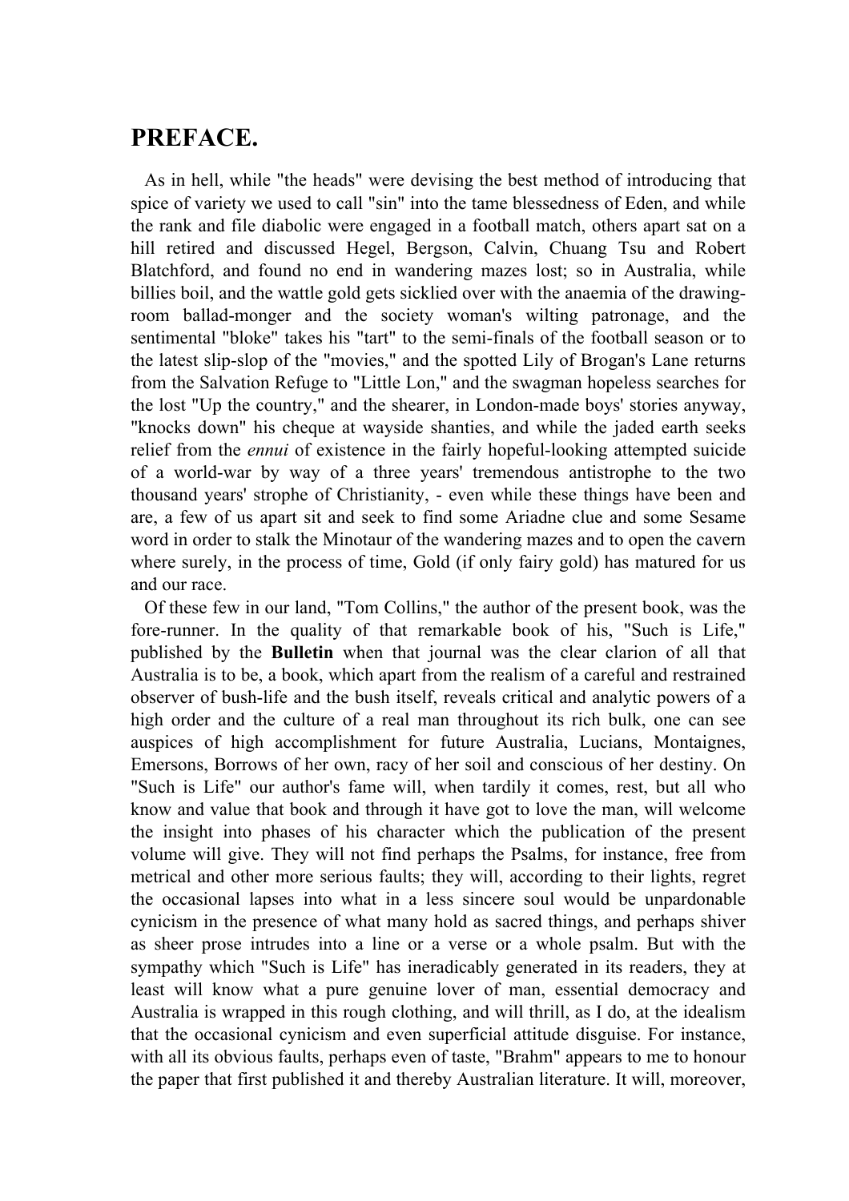## PREFACE.

As in hell, while "the heads" were devising the best method of introducing that spice of variety we used to call "sin" into the tame blessedness of Eden, and while the rank and file diabolic were engaged in a football match, others apart sat on a hill retired and discussed Hegel, Bergson, Calvin, Chuang Tsu and Robert Blatchford, and found no end in wandering mazes lost; so in Australia, while billies boil, and the wattle gold gets sicklied over with the anaemia of the drawing-room ballad-monger and the society woman's wilting patronage, and the sentimental "bloke" takes his "tart" to the semi-finals of the football season or to the latest slip-slop of the "movies," and the spotted Lily of Brogan's Lane returns from the Salvation Refuge to "Little Lon," and the swagman hopeless searches for the lost "Up the country," and the shearer, in London-made boys' stories anyway, "knocks down" his cheque at wayside shanties, and while the jaded earth seeks relief from the *ennui* of existence in the fairly hopeful-looking attempted suicide of a world-war by way of a three years' tremendous antistrophe to the two thousand years' strophe of Christianity, - even while these things have been and are, a few of us apart sit and seek to find some Ariadne clue and some Sesame word in order to stalk the Minotaur of the wandering mazes and to open the cavern where surely, in the process of time, Gold (if only fairy gold) has matured for us and our race.

Of these few in our land, "Tom Collins," the author of the present book, was the fore-runner. In the quality of that remarkable book of his, "Such is Life," published by the **Bulletin** when that journal was the clear clarion of all that Australia is to be, a book, which apart from the realism of a careful and restrained observer of bush-life and the bush itself, reveals critical and analytic powers of a high order and the culture of a real man throughout its rich bulk, one can see auspices of high accomplishment for future Australia, Lucians, Montaignes, Emersons, Borrows of her own, racy of her soil and conscious of her destiny. On "Such is Life" our author's fame will, when tardily it comes, rest, but all who know and value that book and through it have got to love the man, will welcome the insight into phases of his character which the publication of the present volume will give. They will not find perhaps the Psalms, for instance, free from metrical and other more serious faults; they will, according to their lights, regret the occasional lapses into what in a less sincere soul would be unpardonable cynicism in the presence of what many hold as sacred things, and perhaps shiver as sheer prose intrudes into a line or a verse or a whole psalm. But with the sympathy which "Such is Life" has ineradicably generated in its readers, they at least will know what a pure genuine lover of man, essential democracy and Australia is wrapped in this rough clothing, and will thrill, as I do, at the idealism that the occasional cynicism and even superficial attitude disguise. For instance, with all its obvious faults, perhaps even of taste, "Brahm" appears to me to honour the paper that first published it and thereby Australian literature. It will, moreover,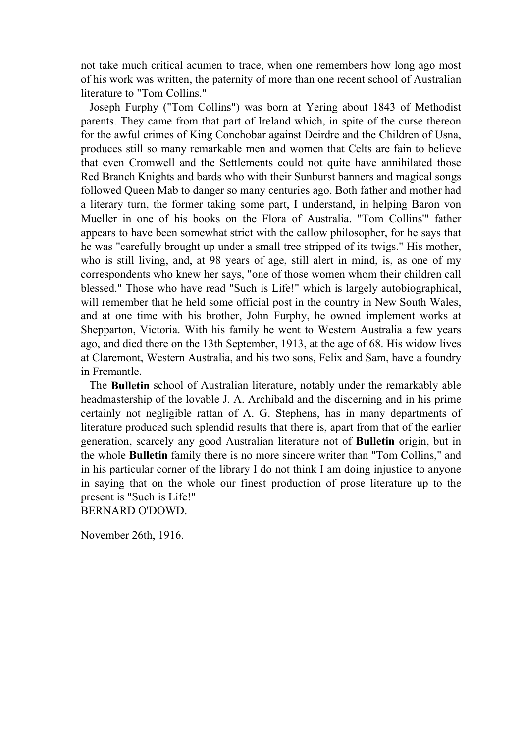not take much critical acumen to trace, when one remembers how long ago most of his work was written, the paternity of more than one recent school of Australian literature to "Tom Collins."

Joseph Furphy ("Tom Collins") was born at Yering about 1843 of Methodist parents. They came from that part of Ireland which, in spite of the curse thereon for the awful crimes of King Conchobar against Deirdre and the Children of Usna, produces still so many remarkable men and women that Celts are fain to believe that even Cromwell and the Settlements could not quite have annihilated those Red Branch Knights and bards who with their Sunburst banners and magical songs followed Queen Mab to danger so many centuries ago. Both father and mother had a literary turn, the former taking some part, I understand, in helping Baron von Mueller in one of his books on the Flora of Australia. "Tom Collins'" father appears to have been somewhat strict with the callow philosopher, for he says that he was "carefully brought up under a small tree stripped of its twigs." His mother, who is still living, and, at 98 years of age, still alert in mind, is, as one of my correspondents who knew her says, "one of those women whom their children call blessed." Those who have read "Such is Life!" which is largely autobiographical, will remember that he held some official post in the country in New South Wales, and at one time with his brother, John Furphy, he owned implement works at Shepparton, Victoria. With his family he went to Western Australia a few years ago, and died there on the 13th September, 1913, at the age of 68. His widow lives at Claremont, Western Australia, and his two sons, Felix and Sam, have a foundry in Fremantle.

The **Bulletin** school of Australian literature, notably under the remarkably able headmastership of the lovable J. A. Archibald and the discerning and in his prime certainly not negligible rattan of A. G. Stephens, has in many departments of literature produced such splendid results that there is, apart from that of the earlier generation, scarcely any good Australian literature not of **Bulletin** origin, but in the whole **Bulletin** family there is no more sincere writer than "Tom Collins," and in his particular corner of the library I do not think I am doing injustice to anyone in saying that on the whole our finest production of prose literature up to the present is "Such is Life!"

BERNARD O'DOWD.

November 26th, 1916.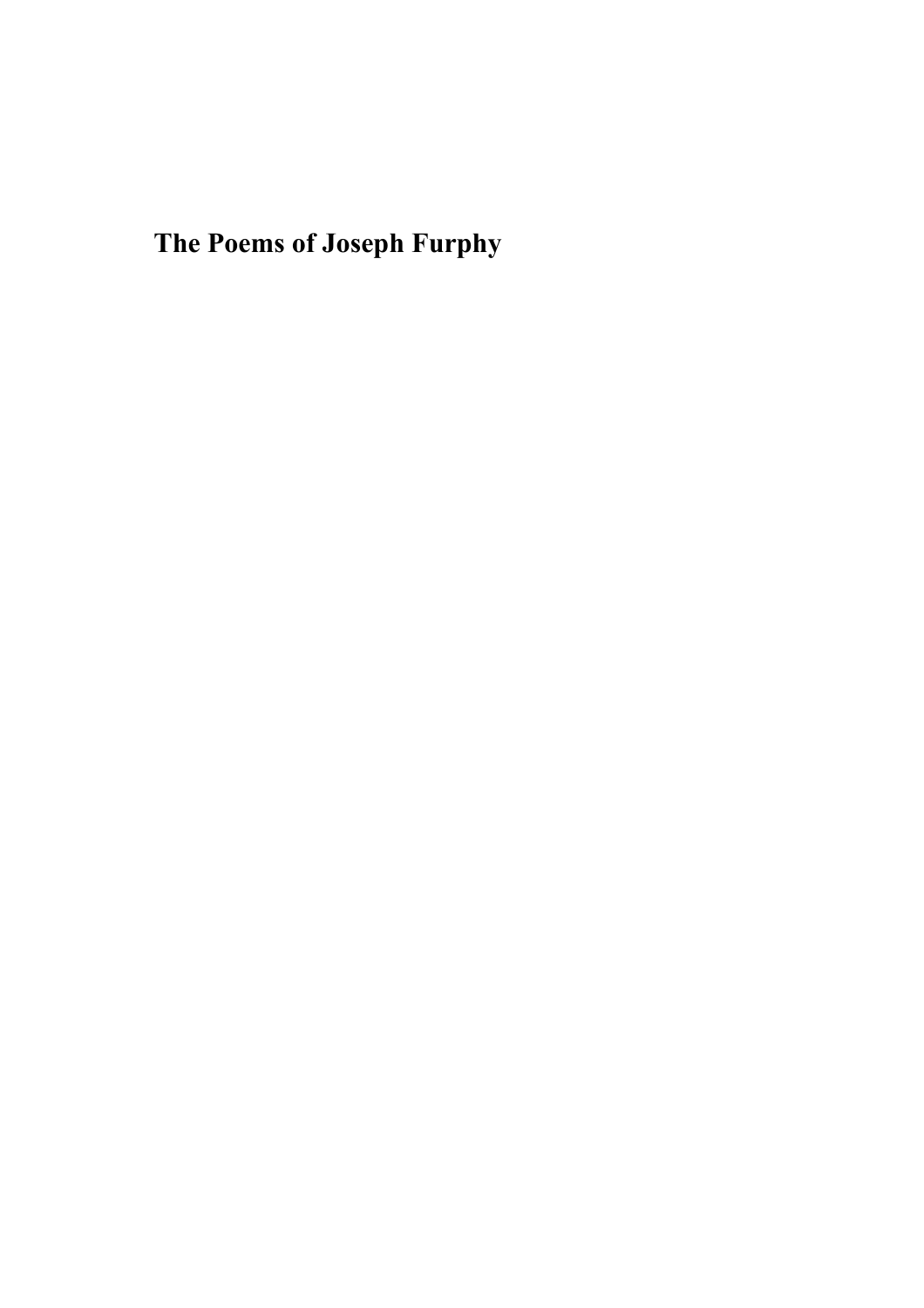# The Poems of Joseph Furphy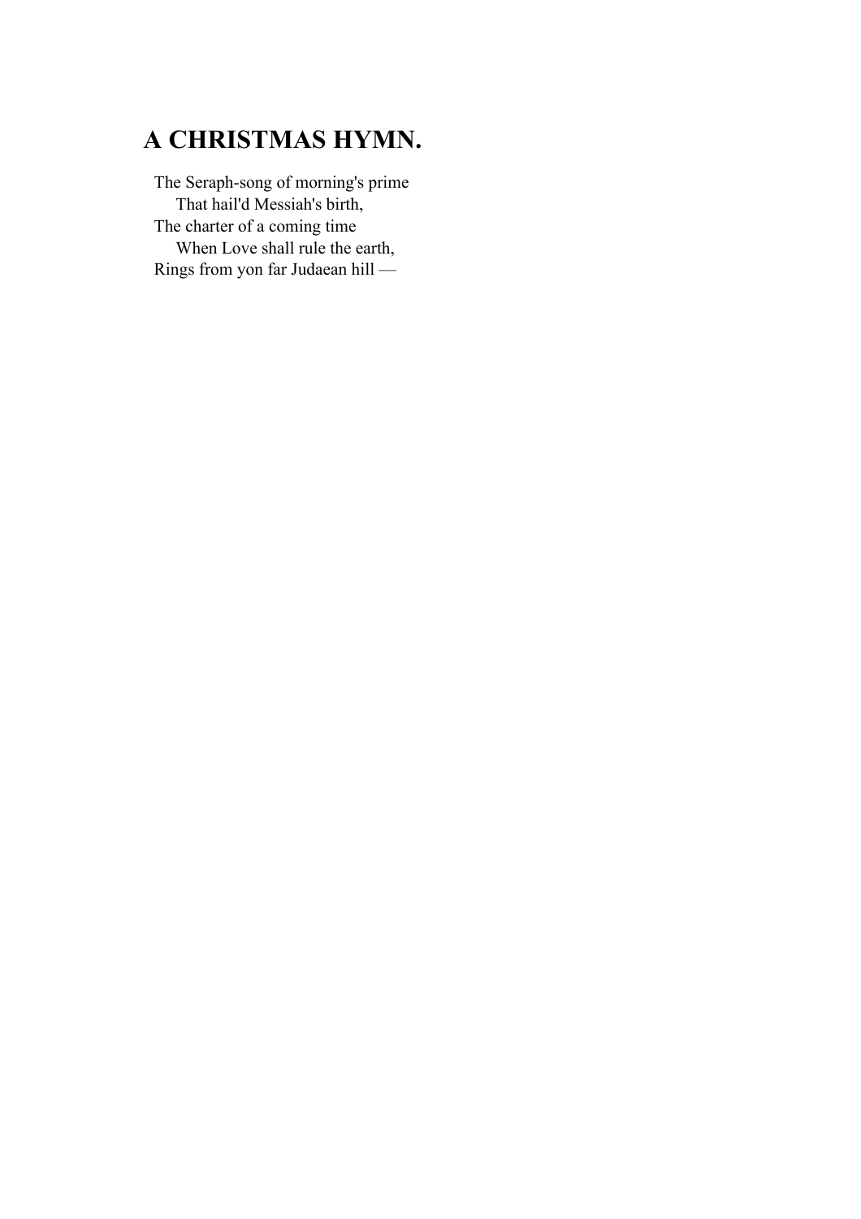# A CHRISTMAS HYMN.

The Seraph-song of morning's prime  
    That hail'd Messiah's birth,  
The charter of a coming time  
    When Love shall rule the earth,  
Rings from yon far Judaean hill —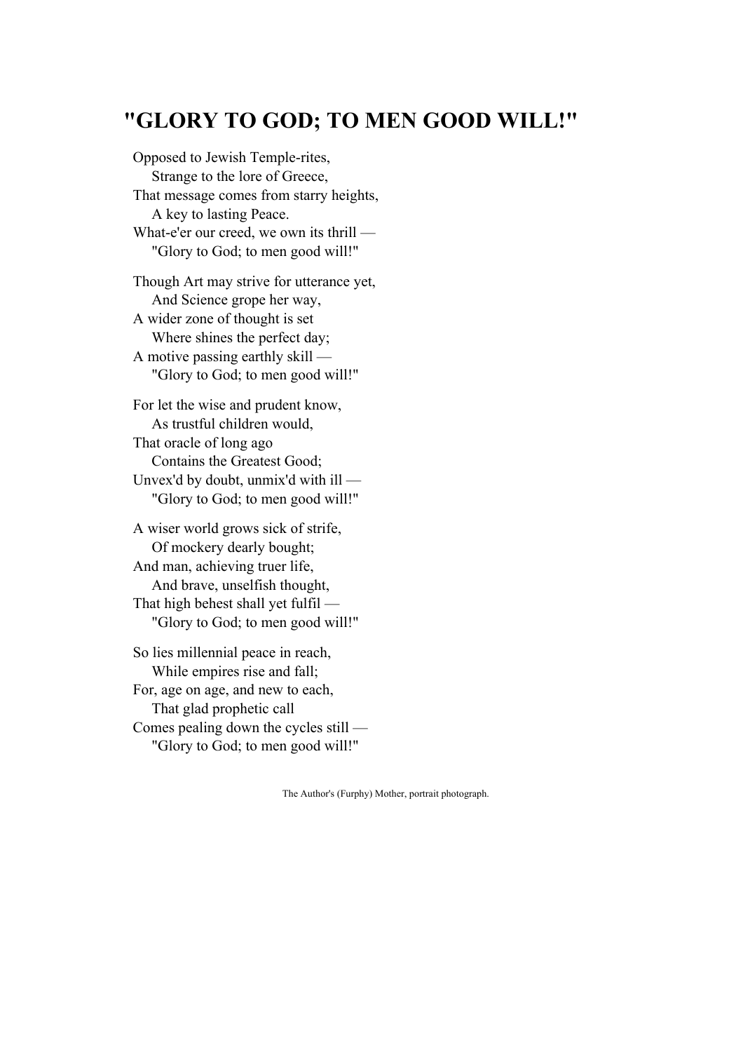# "GLORY TO GOD; TO MEN GOOD WILL!"

Opposed to Jewish Temple-rites,  
  Strange to the lore of Greece,  
That message comes from starry heights,  
  A key to lasting Peace.  
What-e'er our creed, we own its thrill —  
  "Glory to God; to men good will!"

Though Art may strive for utterance yet,  
  And Science grope her way,  
A wider zone of thought is set  
  Where shines the perfect day;  
A motive passing earthly skill —  
  "Glory to God; to men good will!"

For let the wise and prudent know,  
  As trustful children would,  
That oracle of long ago  
  Contains the Greatest Good;  
Unvex'd by doubt, unmix'd with ill —  
  "Glory to God; to men good will!"

A wiser world grows sick of strife,  
  Of mockery dearly bought;  
And man, achieving truer life,  
  And brave, unselfish thought,  
That high behest shall yet fulfil —  
  "Glory to God; to men good will!"

So lies millennial peace in reach,  
  While empires rise and fall;  
For, age on age, and new to each,  
  That glad prophetic call  
Comes pealing down the cycles still —  
  "Glory to God; to men good will!"

The Author's (Furphy) Mother, portrait photograph.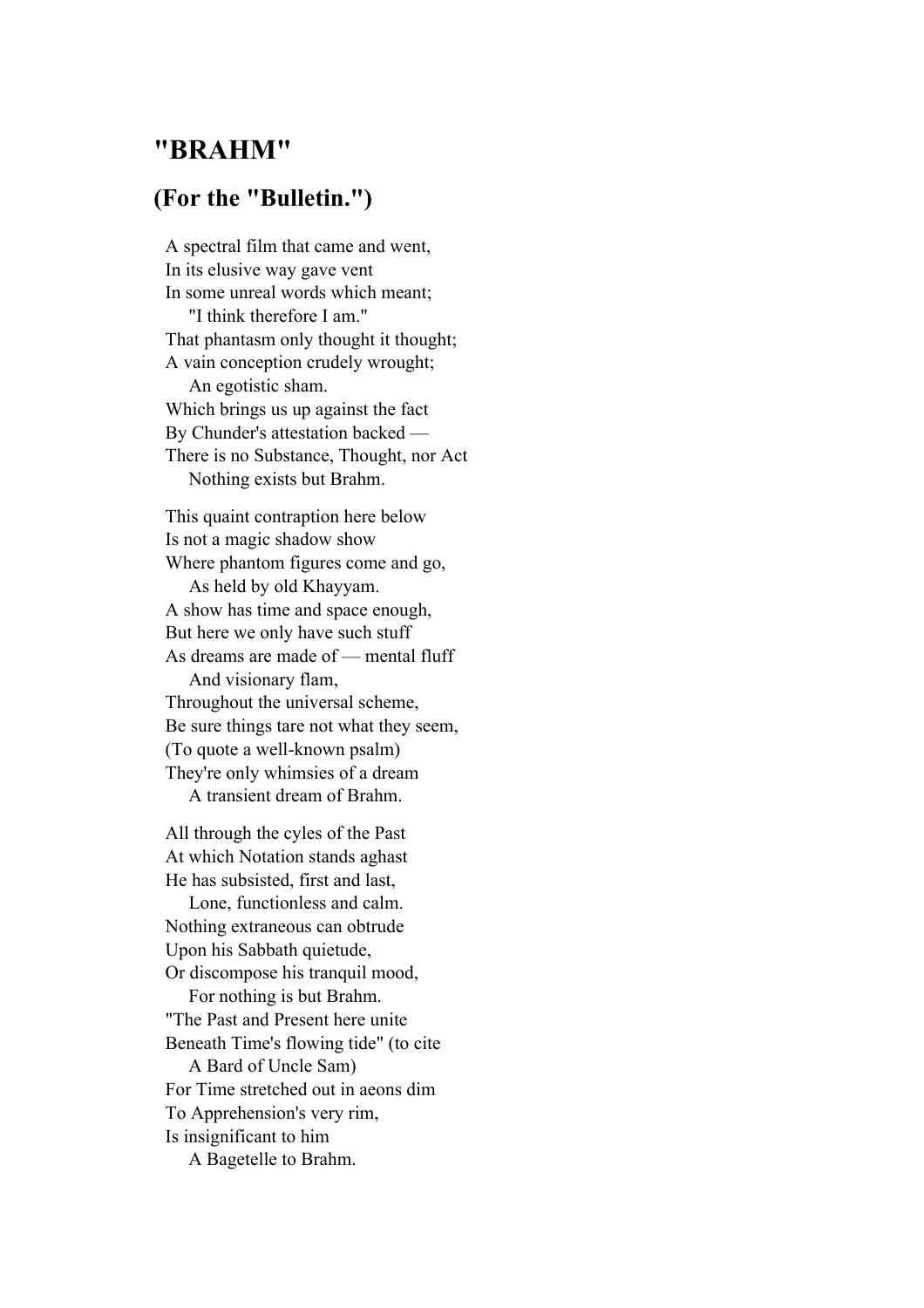## "BRAHM"

## (For the "Bulletin.")

A spectral film that came and went,  
In its elusive way gave vent  
In some unreal words which meant;  
    "I think therefore I am."  
That phantasm only thought it thought;  
A vain conception crudely wrought;  
    An egotistic sham.  
Which brings us up against the fact  
By Chunder's attestation backed —  
There is no Substance, Thought, nor Act  
    Nothing exists but Brahm.

This quaint contraption here below  
Is not a magic shadow show  
Where phantom figures come and go,  
    As held by old Khayyam.  
A show has time and space enough,  
But here we only have such stuff  
As dreams are made of — mental fluff  
    And visionary flam,  
Throughout the universal scheme,  
Be sure things tare not what they seem,  
(To quote a well-known psalm)  
They're only whimsies of a dream  
    A transient dream of Brahm.

All through the cyles of the Past  
At which Notation stands aghast  
He has subsisted, first and last,  
    Lone, functionless and calm.  
Nothing extraneous can obtrude  
Upon his Sabbath quietude,  
Or discompose his tranquil mood,  
    For nothing is but Brahm.  
"The Past and Present here unite  
Beneath Time's flowing tide" (to cite  
    A Bard of Uncle Sam)  
For Time stretched out in aeons dim  
To Apprehension's very rim,  
Is insignificant to him  
    A Bagetelle to Brahm.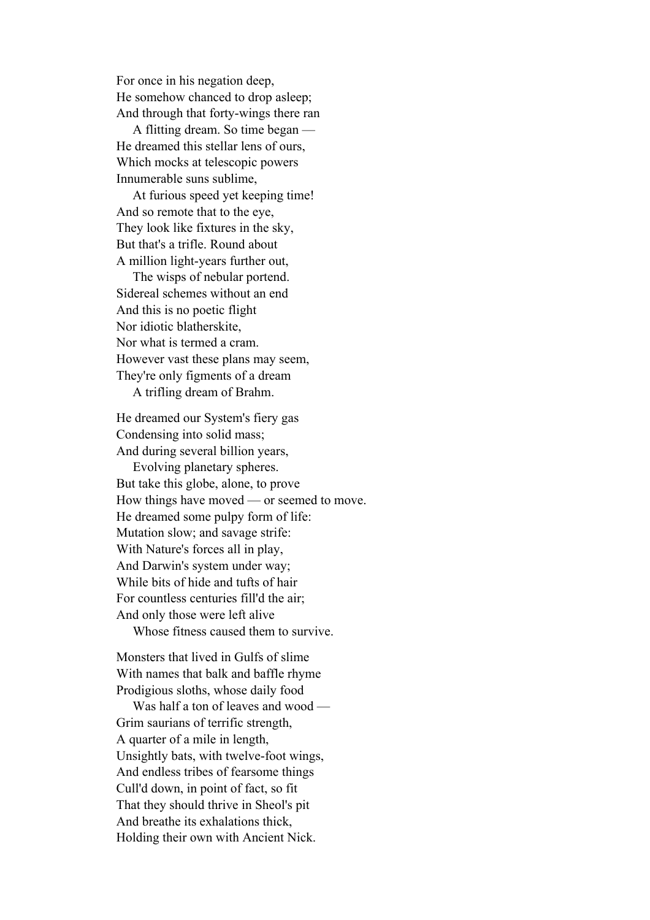For once in his negation deep,
He somehow chanced to drop asleep;
And through that forty-wings there ran
    A flitting dream. So time began —
He dreamed this stellar lens of ours,
Which mocks at telescopic powers
Innumerable suns sublime,
    At furious speed yet keeping time!
And so remote that to the eye,
They look like fixtures in the sky,
But that's a trifle. Round about
A million light-years further out,
    The wisps of nebular portend.
Sidereal schemes without an end
And this is no poetic flight
Nor idiotic blatherskite,
Nor what is termed a cram.
However vast these plans may seem,
They're only figments of a dream
    A trifling dream of Brahm.

He dreamed our System's fiery gas
Condensing into solid mass;
And during several billion years,
    Evolving planetary spheres.
But take this globe, alone, to prove
How things have moved — or seemed to move.
He dreamed some pulpy form of life:
Mutation slow; and savage strife:
With Nature's forces all in play,
And Darwin's system under way;
While bits of hide and tufts of hair
For countless centuries fill'd the air;
And only those were left alive
    Whose fitness caused them to survive.

Monsters that lived in Gulfs of slime
With names that balk and baffle rhyme
Prodigious sloths, whose daily food
    Was half a ton of leaves and wood —
Grim saurians of terrific strength,
A quarter of a mile in length,
Unsightly bats, with twelve-foot wings,
And endless tribes of fearsome things
Cull'd down, in point of fact, so fit
That they should thrive in Sheol's pit
And breathe its exhalations thick,
Holding their own with Ancient Nick.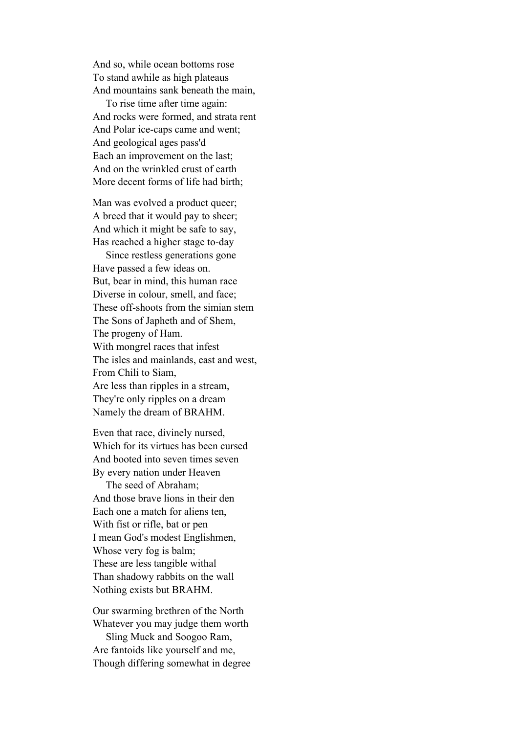And so, while ocean bottoms rose
To stand awhile as high plateaus
And mountains sank beneath the main,
    To rise time after time again:
And rocks were formed, and strata rent
And Polar ice-caps came and went;
And geological ages pass'd
Each an improvement on the last;
And on the wrinkled crust of earth
More decent forms of life had birth;

Man was evolved a product queer;
A breed that it would pay to sheer;
And which it might be safe to say,
Has reached a higher stage to-day
    Since restless generations gone
Have passed a few ideas on.
But, bear in mind, this human race
Diverse in colour, smell, and face;
These off-shoots from the simian stem
The Sons of Japheth and of Shem,
The progeny of Ham.
With mongrel races that infest
The isles and mainlands, east and west,
From Chili to Siam,
Are less than ripples in a stream,
They're only ripples on a dream
Namely the dream of BRAHM.

Even that race, divinely nursed,
Which for its virtues has been cursed
And booted into seven times seven
By every nation under Heaven
    The seed of Abraham;
And those brave lions in their den
Each one a match for aliens ten,
With fist or rifle, bat or pen
I mean God's modest Englishmen,
Whose very fog is balm;
These are less tangible withal
Than shadowy rabbits on the wall
Nothing exists but BRAHM.

Our swarming brethren of the North
Whatever you may judge them worth
    Sling Muck and Soogoo Ram,
Are fantoids like yourself and me,
Though differing somewhat in degree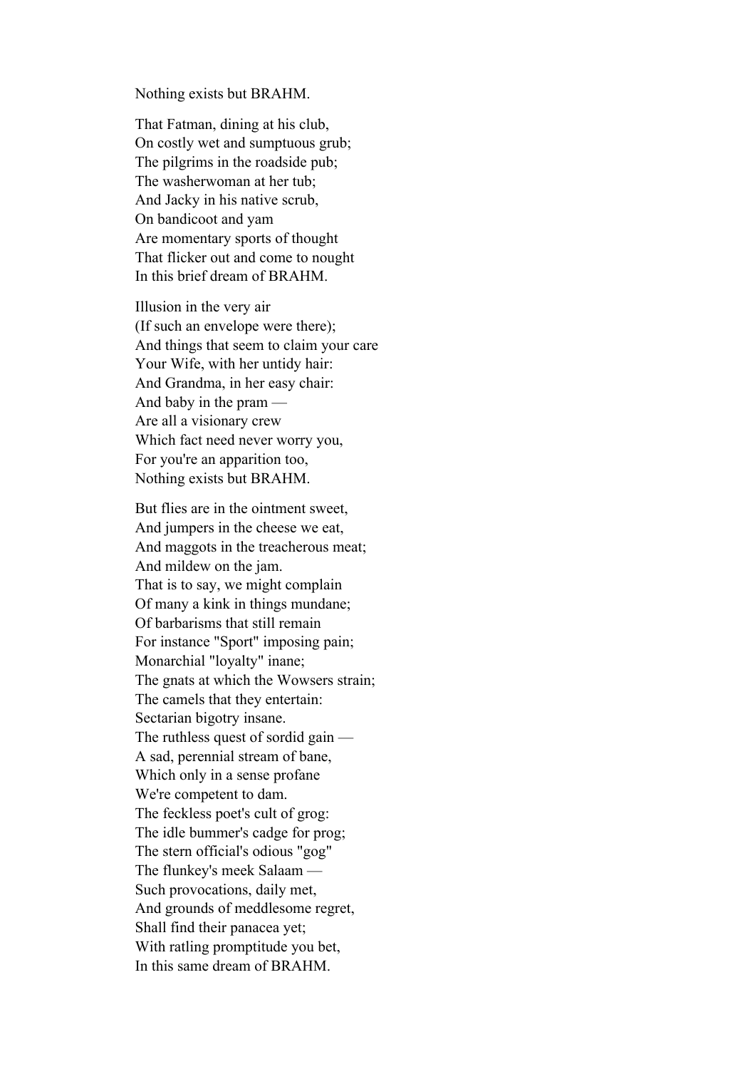Nothing exists but BRAHM.

That Fatman, dining at his club,  
On costly wet and sumptuous grub;  
The pilgrims in the roadside pub;  
The washerwoman at her tub;  
And Jacky in his native scrub,  
On bandicoot and yam  
Are momentary sports of thought  
That flicker out and come to nought  
In this brief dream of BRAHM.

Illusion in the very air  
(If such an envelope were there);  
And things that seem to claim your care  
Your Wife, with her untidy hair:  
And Grandma, in her easy chair:  
And baby in the pram —  
Are all a visionary crew  
Which fact need never worry you,  
For you're an apparition too,  
Nothing exists but BRAHM.

But flies are in the ointment sweet,  
And jumpers in the cheese we eat,  
And maggots in the treacherous meat;  
And mildew on the jam.  
That is to say, we might complain  
Of many a kink in things mundane;  
Of barbarisms that still remain  
For instance "Sport" imposing pain;  
Monarchial "loyalty" inane;  
The gnats at which the Wowsers strain;  
The camels that they entertain:  
Sectarian bigotry insane.  
The ruthless quest of sordid gain —  
A sad, perennial stream of bane,  
Which only in a sense profane  
We're competent to dam.  
The feckless poet's cult of grog:  
The idle bummer's cadge for prog;  
The stern official's odious "gog"  
The flunkey's meek Salaam —  
Such provocations, daily met,  
And grounds of meddlesome regret,  
Shall find their panacea yet;  
With ratling promptitude you bet,  
In this same dream of BRAHM.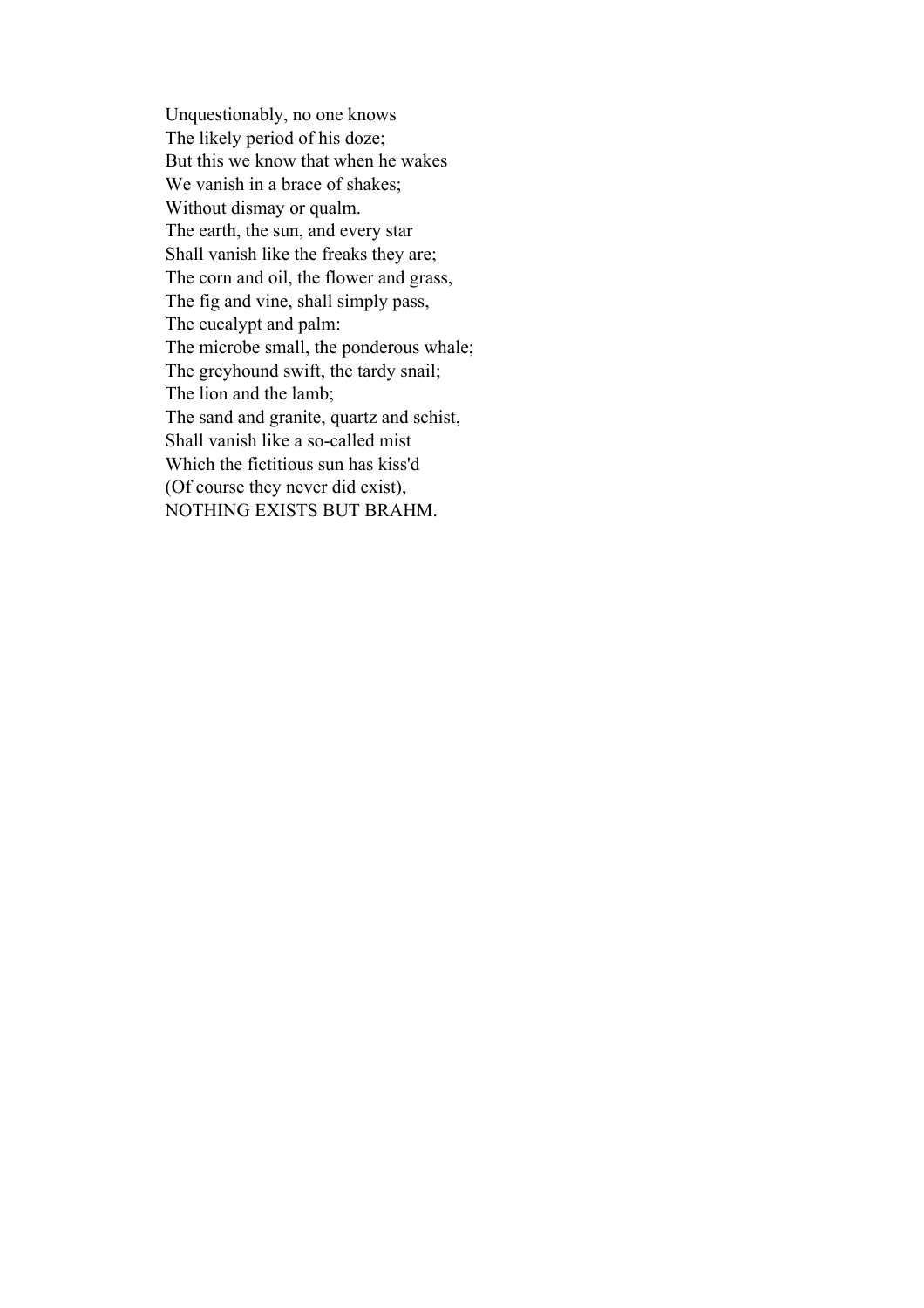Unquestionably, no one knows
The likely period of his doze;
But this we know that when he wakes
We vanish in a brace of shakes;
Without dismay or qualm.
The earth, the sun, and every star
Shall vanish like the freaks they are;
The corn and oil, the flower and grass,
The fig and vine, shall simply pass,
The eucalypt and palm:
The microbe small, the ponderous whale;
The greyhound swift, the tardy snail;
The lion and the lamb;
The sand and granite, quartz and schist,
Shall vanish like a so-called mist
Which the fictitious sun has kiss'd
(Of course they never did exist),
NOTHING EXISTS BUT BRAHM.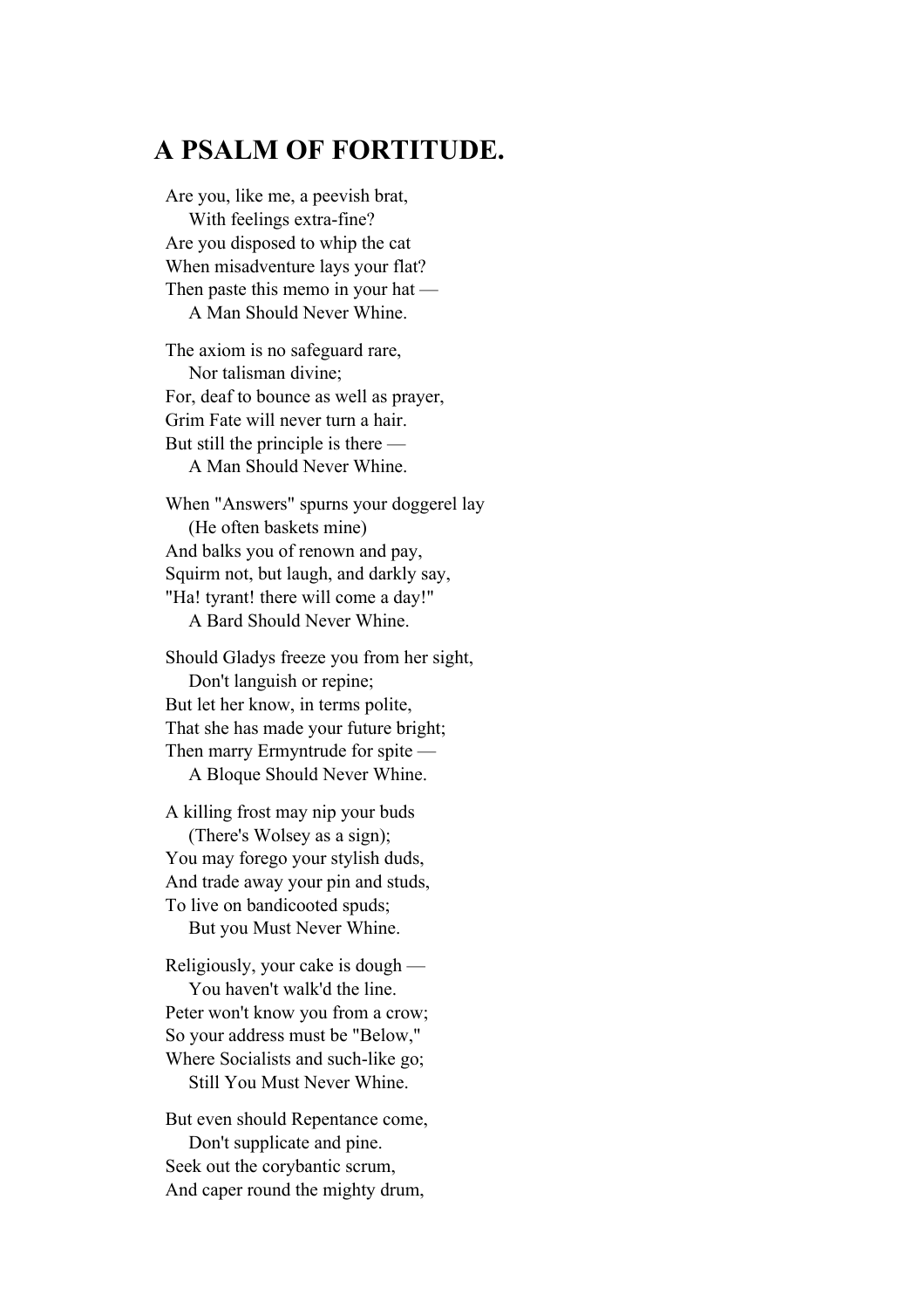## A PSALM OF FORTITUDE.

Are you, like me, a peevish brat,
    With feelings extra-fine?
Are you disposed to whip the cat
When misadventure lays your flat?
Then paste this memo in your hat —
    A Man Should Never Whine.

The axiom is no safeguard rare,
    Nor talisman divine;
For, deaf to bounce as well as prayer,
Grim Fate will never turn a hair.
But still the principle is there —
    A Man Should Never Whine.

When "Answers" spurns your doggerel lay
    (He often baskets mine)
And balks you of renown and pay,
Squirm not, but laugh, and darkly say,
"Ha! tyrant! there will come a day!"
    A Bard Should Never Whine.

Should Gladys freeze you from her sight,
    Don't languish or repine;
But let her know, in terms polite,
That she has made your future bright;
Then marry Ermyntrude for spite —
    A Bloque Should Never Whine.

A killing frost may nip your buds
    (There's Wolsey as a sign);
You may forego your stylish duds,
And trade away your pin and studs,
To live on bandicooted spuds;
    But you Must Never Whine.

Religiously, your cake is dough —
    You haven't walk'd the line.
Peter won't know you from a crow;
So your address must be "Below,"
Where Socialists and such-like go;
    Still You Must Never Whine.

But even should Repentance come,
    Don't supplicate and pine.
Seek out the corybantic scrum,
And caper round the mighty drum,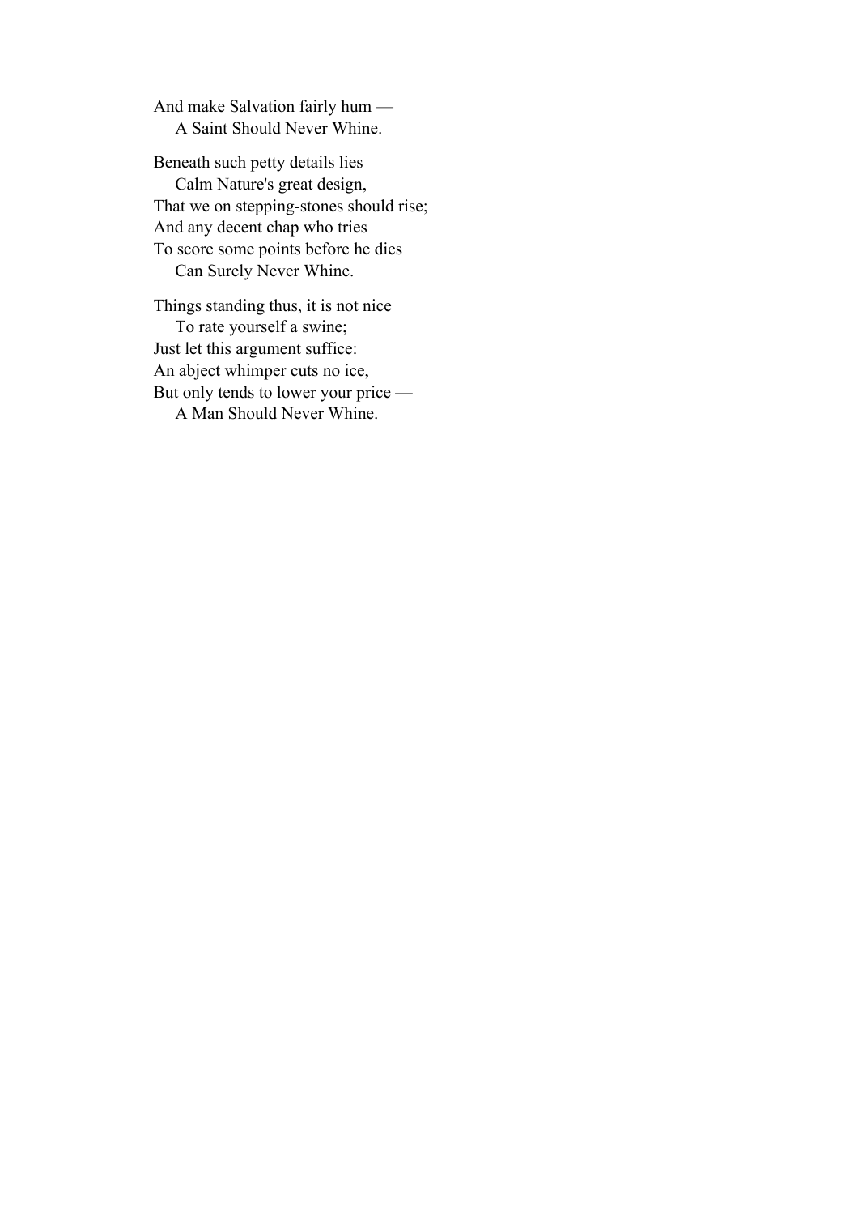And make Salvation fairly hum —
    A Saint Should Never Whine.

Beneath such petty details lies
    Calm Nature's great design,
That we on stepping-stones should rise;
And any decent chap who tries
To score some points before he dies
    Can Surely Never Whine.

Things standing thus, it is not nice
    To rate yourself a swine;
Just let this argument suffice:
An abject whimper cuts no ice,
But only tends to lower your price —
    A Man Should Never Whine.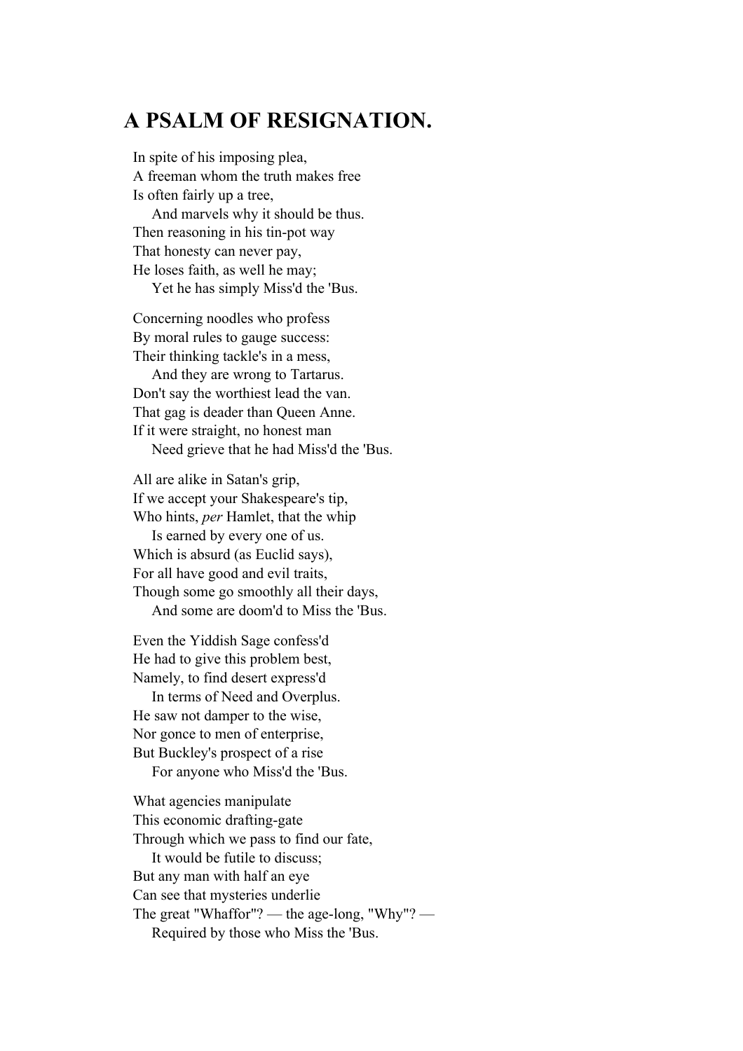# A PSALM OF RESIGNATION.

In spite of his imposing plea,  
A freeman whom the truth makes free  
Is often fairly up a tree,  
    And marvels why it should be thus.  
Then reasoning in his tin-pot way  
That honesty can never pay,  
He loses faith, as well he may;  
    Yet he has simply Miss'd the 'Bus.

Concerning noodles who profess  
By moral rules to gauge success:  
Their thinking tackle's in a mess,  
    And they are wrong to Tartarus.  
Don't say the worthiest lead the van.  
That gag is deader than Queen Anne.  
If it were straight, no honest man  
    Need grieve that he had Miss'd the 'Bus.

All are alike in Satan's grip,  
If we accept your Shakespeare's tip,  
Who hints, *per* Hamlet, that the whip  
    Is earned by every one of us.  
Which is absurd (as Euclid says),  
For all have good and evil traits,  
Though some go smoothly all their days,  
    And some are doom'd to Miss the 'Bus.

Even the Yiddish Sage confess'd  
He had to give this problem best,  
Namely, to find desert express'd  
    In terms of Need and Overplus.  
He saw not damper to the wise,  
Nor gonce to men of enterprise,  
But Buckley's prospect of a rise  
    For anyone who Miss'd the 'Bus.

What agencies manipulate  
This economic drafting-gate  
Through which we pass to find our fate,  
    It would be futile to discuss;  
But any man with half an eye  
Can see that mysteries underlie  
The great "Whaffor"? — the age-long, "Why"? —  
    Required by those who Miss the 'Bus.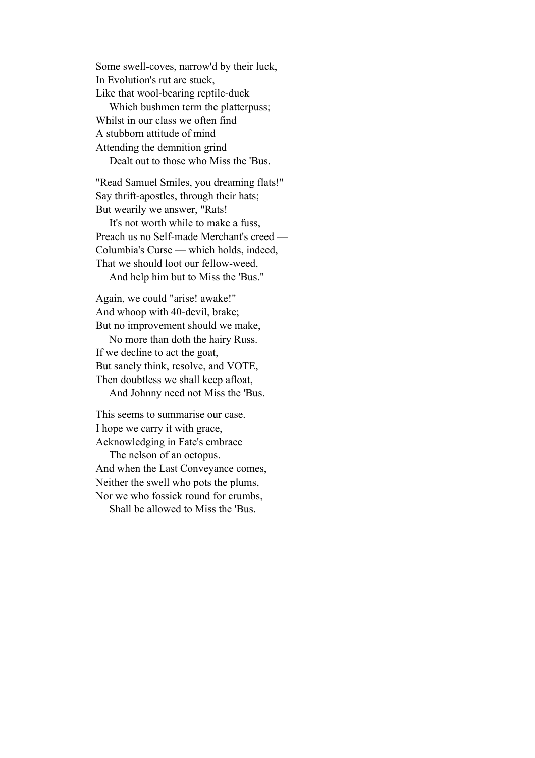Some swell-coves, narrow'd by their luck,
In Evolution's rut are stuck,
Like that wool-bearing reptile-duck
  Which bushmen term the platterpuss;
Whilst in our class we often find
A stubborn attitude of mind
Attending the demnition grind
  Dealt out to those who Miss the 'Bus.

"Read Samuel Smiles, you dreaming flats!"
Say thrift-apostles, through their hats;
But wearily we answer, "Rats!
  It's not worth while to make a fuss,
Preach us no Self-made Merchant's creed —
Columbia's Curse — which holds, indeed,
That we should loot our fellow-weed,
  And help him but to Miss the 'Bus."

Again, we could "arise! awake!"
And whoop with 40-devil, brake;
But no improvement should we make,
  No more than doth the hairy Russ.
If we decline to act the goat,
But sanely think, resolve, and VOTE,
Then doubtless we shall keep afloat,
  And Johnny need not Miss the 'Bus.

This seems to summarise our case.
I hope we carry it with grace,
Acknowledging in Fate's embrace
  The nelson of an octopus.
And when the Last Conveyance comes,
Neither the swell who pots the plums,
Nor we who fossick round for crumbs,
  Shall be allowed to Miss the 'Bus.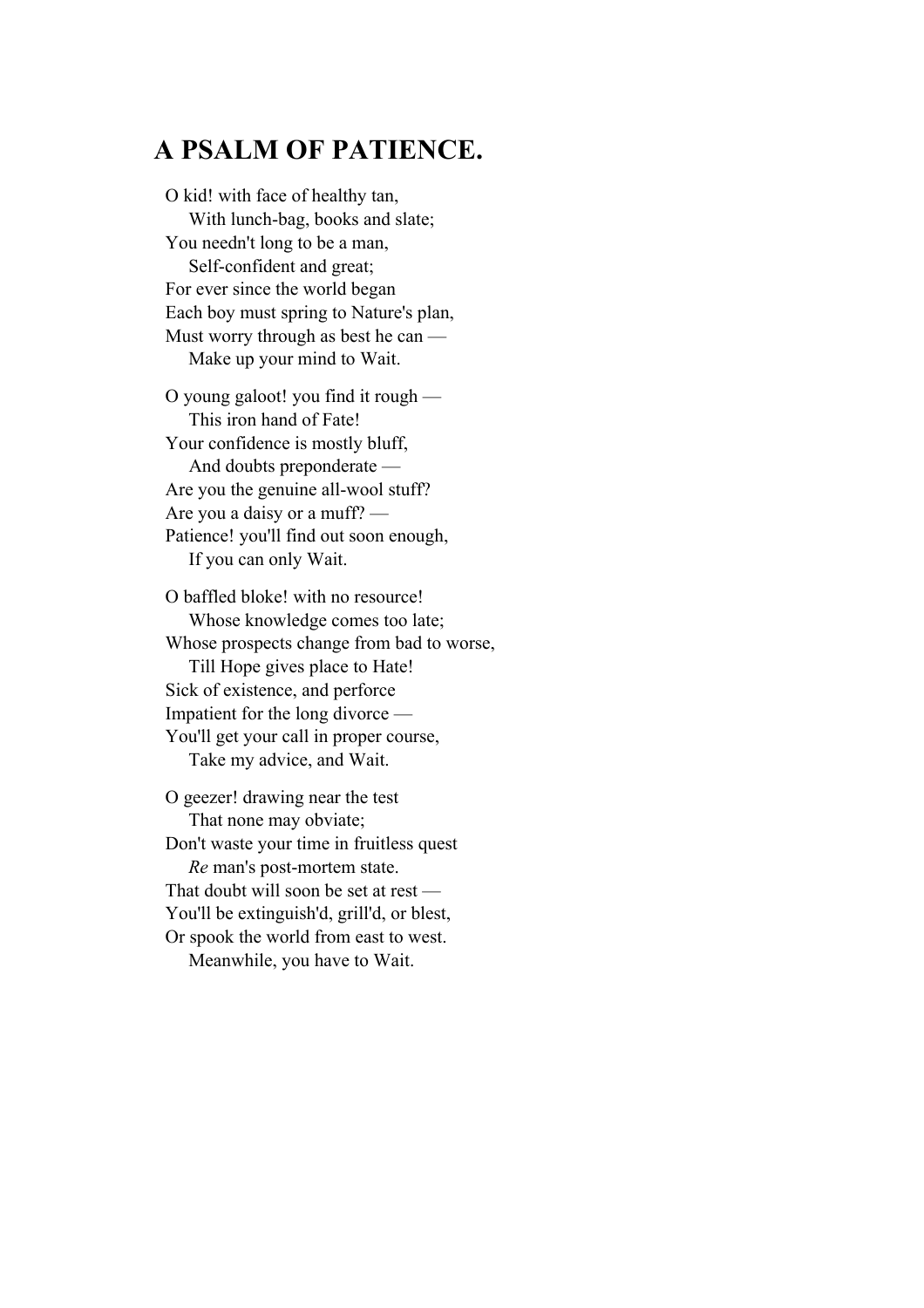## A PSALM OF PATIENCE.

O kid! with face of healthy tan,
  With lunch-bag, books and slate;
You needn't long to be a man,
  Self-confident and great;
For ever since the world began
Each boy must spring to Nature's plan,
Must worry through as best he can —
  Make up your mind to Wait.

O young galoot! you find it rough —
  This iron hand of Fate!
Your confidence is mostly bluff,
  And doubts preponderate —
Are you the genuine all-wool stuff?
Are you a daisy or a muff? —
Patience! you'll find out soon enough,
  If you can only Wait.

O baffled bloke! with no resource!
  Whose knowledge comes too late;
Whose prospects change from bad to worse,
  Till Hope gives place to Hate!
Sick of existence, and perforce
Impatient for the long divorce —
You'll get your call in proper course,
  Take my advice, and Wait.

O geezer! drawing near the test
  That none may obviate;
Don't waste your time in fruitless quest
  *Re* man's post-mortem state.
That doubt will soon be set at rest —
You'll be extinguish'd, grill'd, or blest,
Or spook the world from east to west.
  Meanwhile, you have to Wait.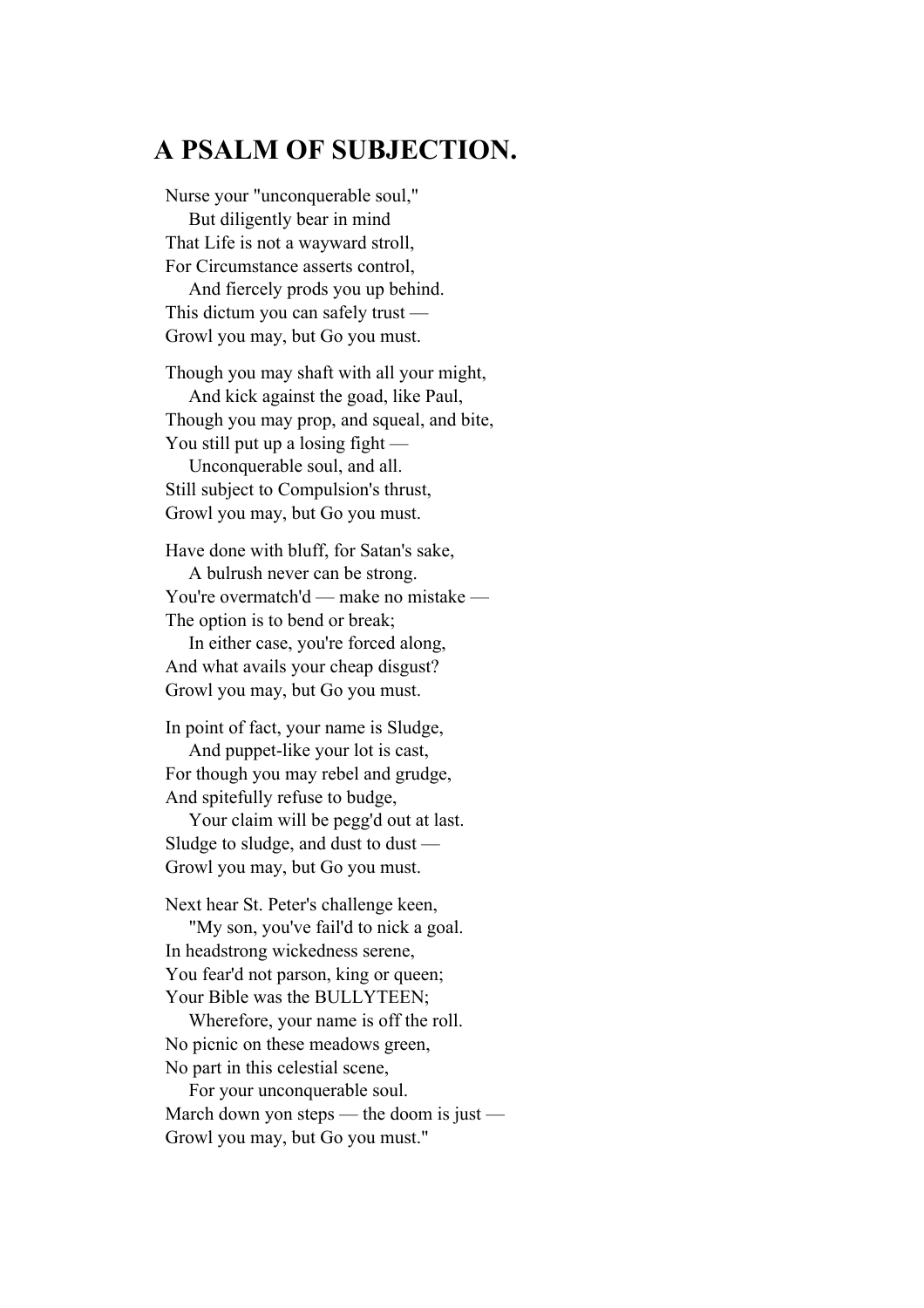# A PSALM OF SUBJECTION.

Nurse your "unconquerable soul,"  
    But diligently bear in mind  
That Life is not a wayward stroll,  
For Circumstance asserts control,  
    And fiercely prods you up behind.  
This dictum you can safely trust —  
Growl you may, but Go you must.

Though you may shaft with all your might,  
    And kick against the goad, like Paul,  
Though you may prop, and squeal, and bite,  
You still put up a losing fight —  
    Unconquerable soul, and all.  
Still subject to Compulsion's thrust,  
Growl you may, but Go you must.

Have done with bluff, for Satan's sake,  
    A bulrush never can be strong.  
You're overmatch'd — make no mistake —  
The option is to bend or break;  
    In either case, you're forced along,  
And what avails your cheap disgust?  
Growl you may, but Go you must.

In point of fact, your name is Sludge,  
    And puppet-like your lot is cast,  
For though you may rebel and grudge,  
And spitefully refuse to budge,  
    Your claim will be pegg'd out at last.  
Sludge to sludge, and dust to dust —  
Growl you may, but Go you must.

Next hear St. Peter's challenge keen,  
    "My son, you've fail'd to nick a goal.  
In headstrong wickedness serene,  
You fear'd not parson, king or queen;  
Your Bible was the BULLYTEEN;  
    Wherefore, your name is off the roll.  
No picnic on these meadows green,  
No part in this celestial scene,  
    For your unconquerable soul.  
March down yon steps — the doom is just —  
Growl you may, but Go you must."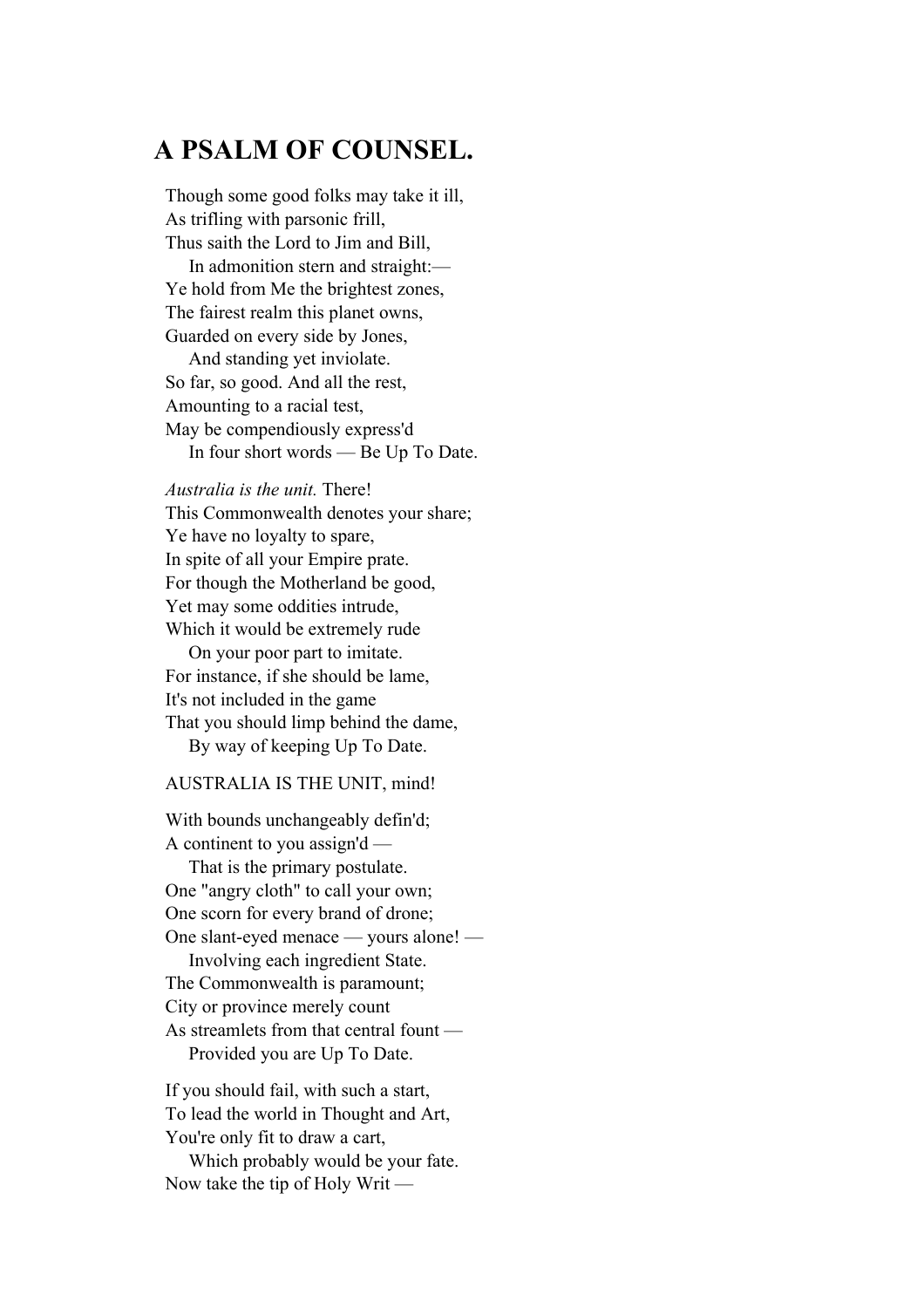## A PSALM OF COUNSEL.

Though some good folks may take it ill,  
As trifling with parsonic frill,  
Thus saith the Lord to Jim and Bill,  
    In admonition stern and straight:—  
Ye hold from Me the brightest zones,  
The fairest realm this planet owns,  
Guarded on every side by Jones,  
    And standing yet inviolate.  
So far, so good. And all the rest,  
Amounting to a racial test,  
May be compendiously express'd  
    In four short words — Be Up To Date.

*Australia is the unit.* There!  
This Commonwealth denotes your share;  
Ye have no loyalty to spare,  
In spite of all your Empire prate.  
For though the Motherland be good,  
Yet may some oddities intrude,  
Which it would be extremely rude  
    On your poor part to imitate.  
For instance, if she should be lame,  
It's not included in the game  
That you should limp behind the dame,  
    By way of keeping Up To Date.

AUSTRALIA IS THE UNIT, mind!

With bounds unchangeably defin'd;  
A continent to you assign'd —  
    That is the primary postulate.  
One "angry cloth" to call your own;  
One scorn for every brand of drone;  
One slant-eyed menace — yours alone! —  
    Involving each ingredient State.  
The Commonwealth is paramount;  
City or province merely count  
As streamlets from that central fount —  
    Provided you are Up To Date.

If you should fail, with such a start,  
To lead the world in Thought and Art,  
You're only fit to draw a cart,  
    Which probably would be your fate.  
Now take the tip of Holy Writ —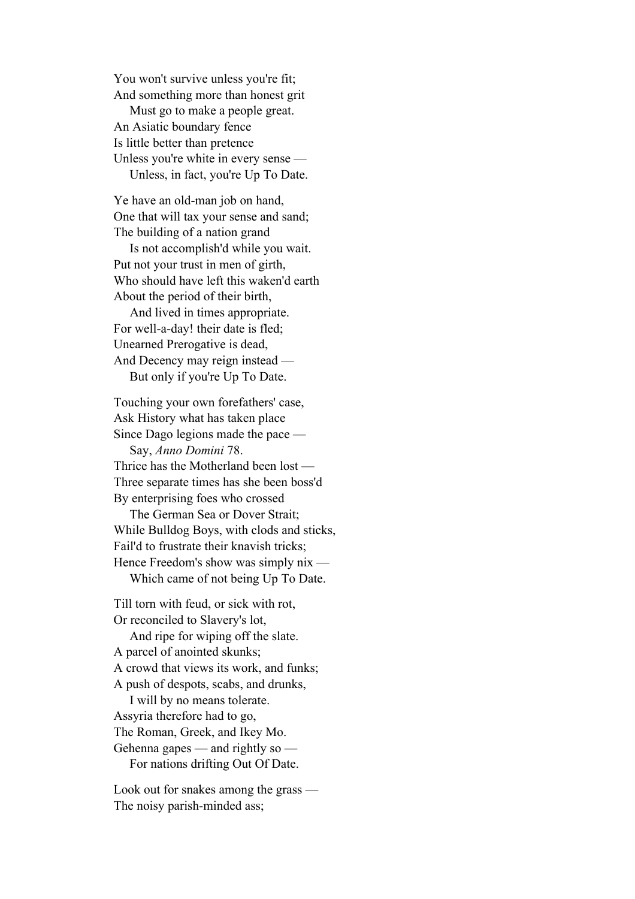You won't survive unless you're fit;
And something more than honest grit
    Must go to make a people great.
An Asiatic boundary fence
Is little better than pretence
Unless you're white in every sense —
    Unless, in fact, you're Up To Date.

Ye have an old-man job on hand,
One that will tax your sense and sand;
The building of a nation grand
    Is not accomplish'd while you wait.
Put not your trust in men of girth,
Who should have left this waken'd earth
About the period of their birth,
    And lived in times appropriate.
For well-a-day! their date is fled;
Unearned Prerogative is dead,
And Decency may reign instead —
    But only if you're Up To Date.

Touching your own forefathers' case,
Ask History what has taken place
Since Dago legions made the pace —
    Say, *Anno Domini* 78.
Thrice has the Motherland been lost —
Three separate times has she been boss'd
By enterprising foes who crossed
    The German Sea or Dover Strait;
While Bulldog Boys, with clods and sticks,
Fail'd to frustrate their knavish tricks;
Hence Freedom's show was simply nix —
    Which came of not being Up To Date.

Till torn with feud, or sick with rot,
Or reconciled to Slavery's lot,
    And ripe for wiping off the slate.
A parcel of anointed skunks;
A crowd that views its work, and funks;
A push of despots, scabs, and drunks,
    I will by no means tolerate.
Assyria therefore had to go,
The Roman, Greek, and Ikey Mo.
Gehenna gapes — and rightly so —
    For nations drifting Out Of Date.

Look out for snakes among the grass —
The noisy parish-minded ass;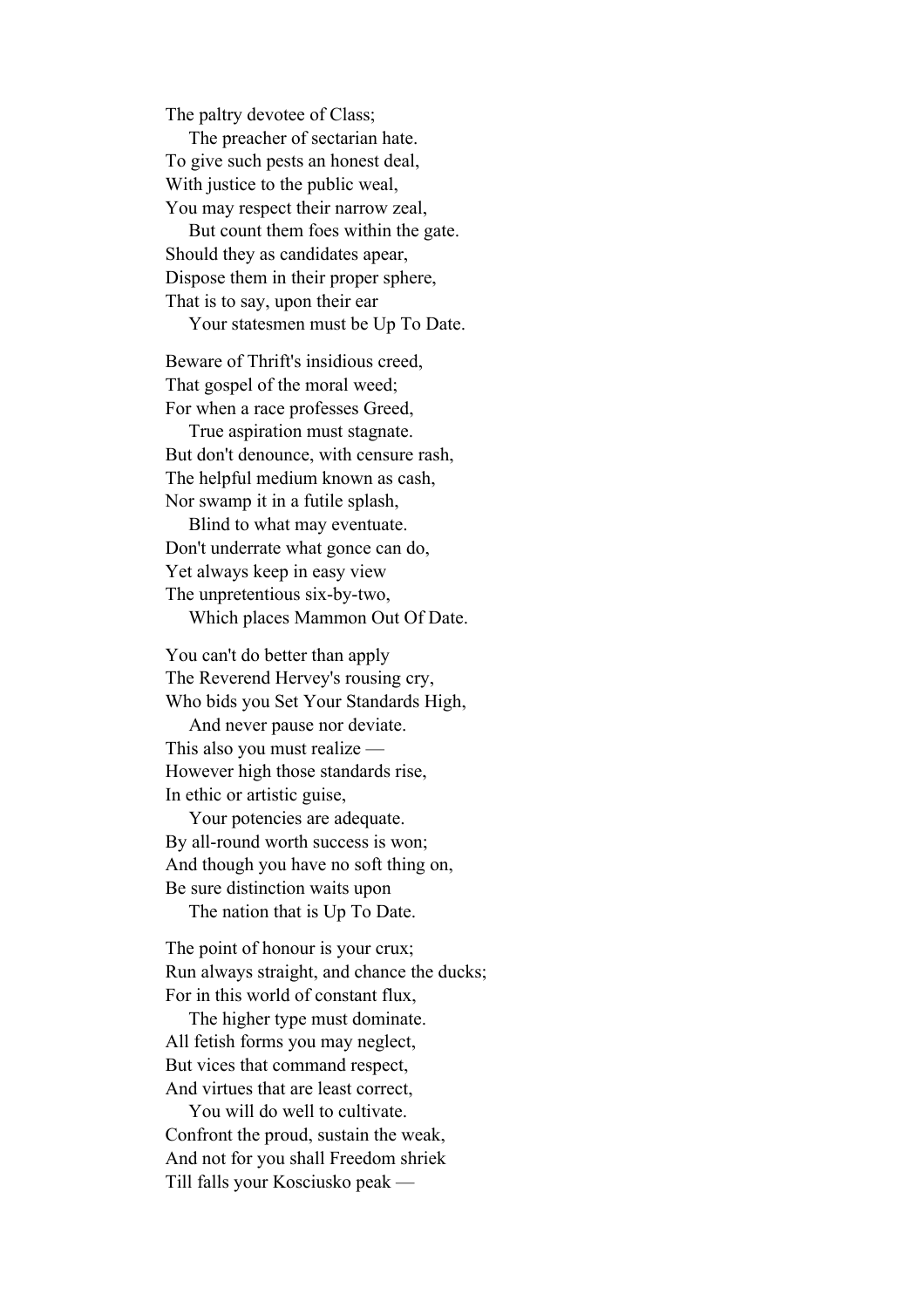The paltry devotee of Class;
    The preacher of sectarian hate.
To give such pests an honest deal,
With justice to the public weal,
You may respect their narrow zeal,
    But count them foes within the gate.
Should they as candidates apear,
Dispose them in their proper sphere,
That is to say, upon their ear
    Your statesmen must be Up To Date.

Beware of Thrift's insidious creed,
That gospel of the moral weed;
For when a race professes Greed,
    True aspiration must stagnate.
But don't denounce, with censure rash,
The helpful medium known as cash,
Nor swamp it in a futile splash,
    Blind to what may eventuate.
Don't underrate what gonce can do,
Yet always keep in easy view
The unpretentious six-by-two,
    Which places Mammon Out Of Date.

You can't do better than apply
The Reverend Hervey's rousing cry,
Who bids you Set Your Standards High,
    And never pause nor deviate.
This also you must realize —
However high those standards rise,
In ethic or artistic guise,
    Your potencies are adequate.
By all-round worth success is won;
And though you have no soft thing on,
Be sure distinction waits upon
    The nation that is Up To Date.

The point of honour is your crux;
Run always straight, and chance the ducks;
For in this world of constant flux,
    The higher type must dominate.
All fetish forms you may neglect,
But vices that command respect,
And virtues that are least correct,
    You will do well to cultivate.
Confront the proud, sustain the weak,
And not for you shall Freedom shriek
Till falls your Kosciusko peak —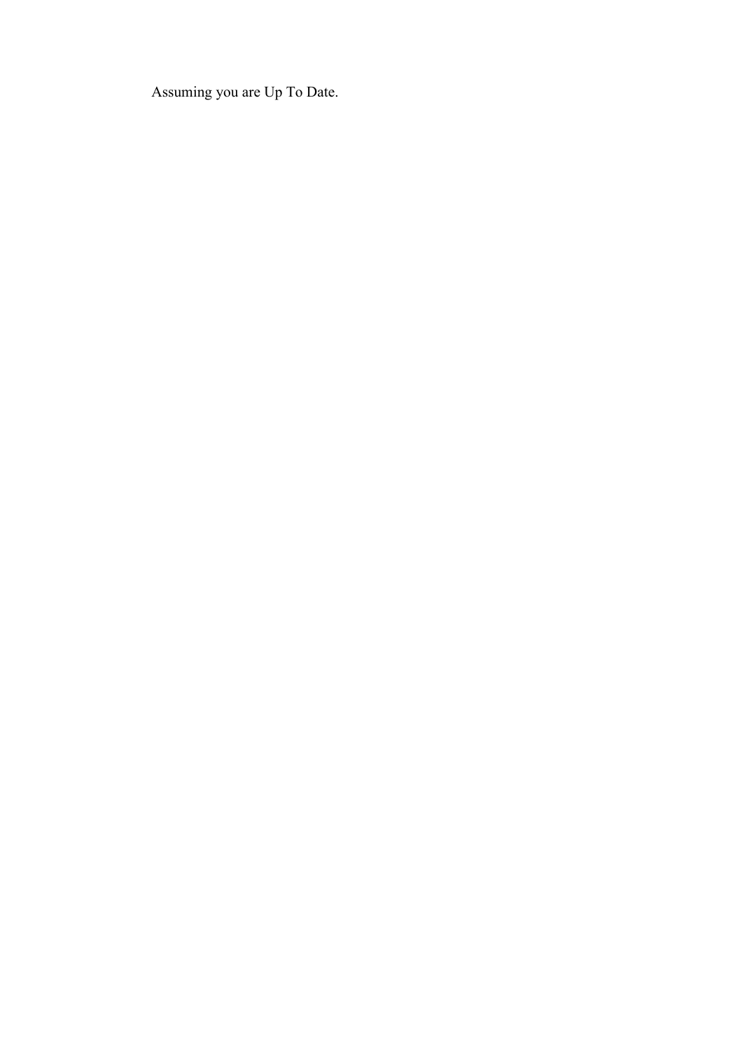Assuming you are Up To Date.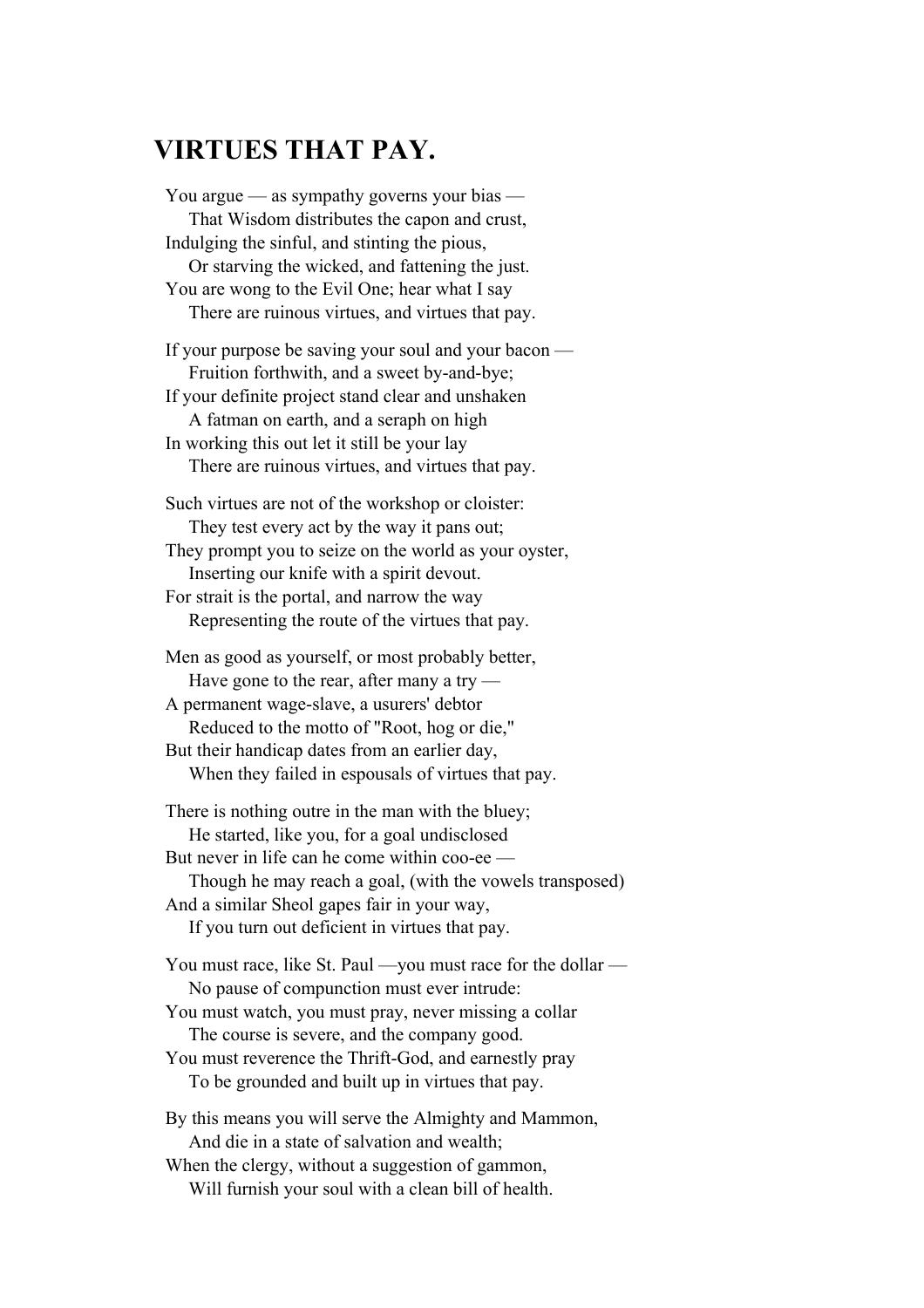# VIRTUES THAT PAY.

You argue — as sympathy governs your bias —
　That Wisdom distributes the capon and crust,
Indulging the sinful, and stinting the pious,
　Or starving the wicked, and fattening the just.
You are wong to the Evil One; hear what I say
　There are ruinous virtues, and virtues that pay.

If your purpose be saving your soul and your bacon —
　Fruition forthwith, and a sweet by-and-bye;
If your definite project stand clear and unshaken
　A fatman on earth, and a seraph on high
In working this out let it still be your lay
　There are ruinous virtues, and virtues that pay.

Such virtues are not of the workshop or cloister:
　They test every act by the way it pans out;
They prompt you to seize on the world as your oyster,
　Inserting our knife with a spirit devout.
For strait is the portal, and narrow the way
　Representing the route of the virtues that pay.

Men as good as yourself, or most probably better,
　Have gone to the rear, after many a try —
A permanent wage-slave, a usurers' debtor
　Reduced to the motto of "Root, hog or die,"
But their handicap dates from an earlier day,
　When they failed in espousals of virtues that pay.

There is nothing outre in the man with the bluey;
　He started, like you, for a goal undisclosed
But never in life can he come within coo-ee —
　Though he may reach a goal, (with the vowels transposed)
And a similar Sheol gapes fair in your way,
　If you turn out deficient in virtues that pay.

You must race, like St. Paul —you must race for the dollar —
　No pause of compunction must ever intrude:
You must watch, you must pray, never missing a collar
　The course is severe, and the company good.
You must reverence the Thrift-God, and earnestly pray
　To be grounded and built up in virtues that pay.

By this means you will serve the Almighty and Mammon,
　And die in a state of salvation and wealth;
When the clergy, without a suggestion of gammon,
　Will furnish your soul with a clean bill of health.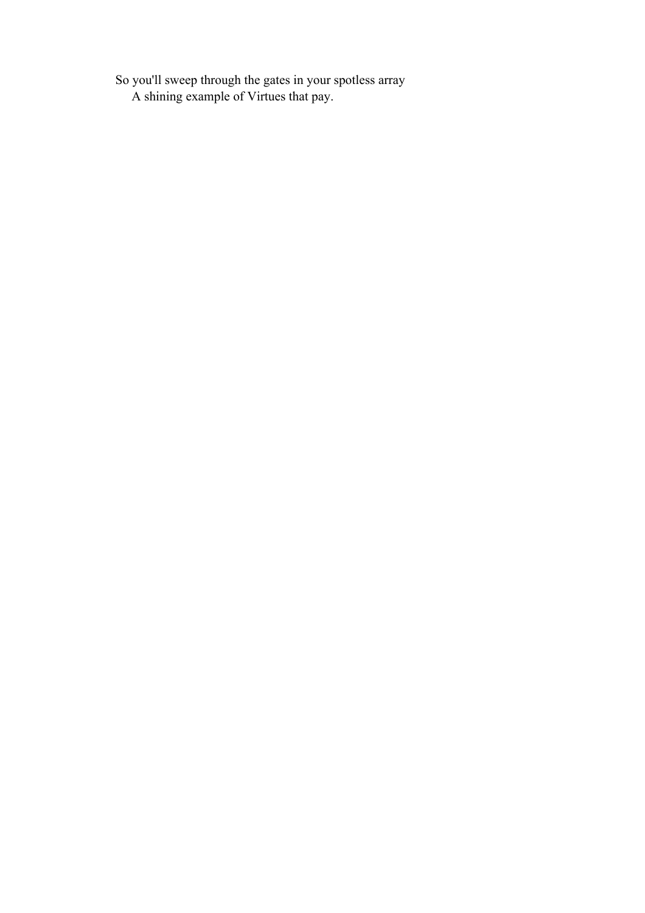So you'll sweep through the gates in your spotless array
    A shining example of Virtues that pay.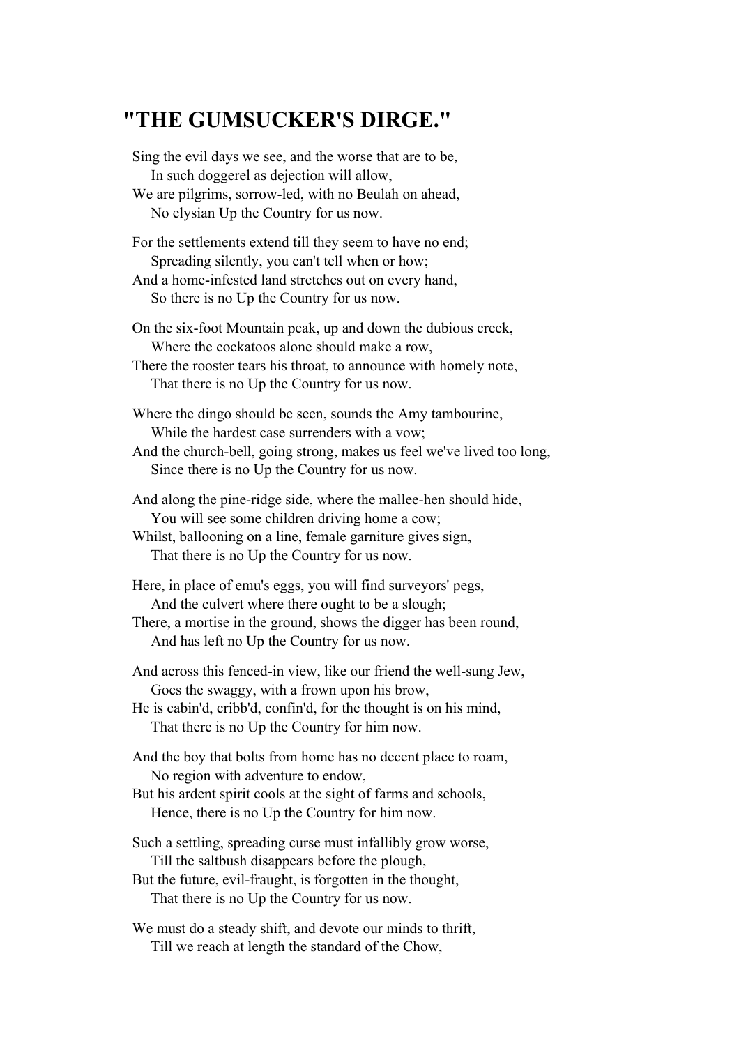## "THE GUMSUCKER'S DIRGE."

Sing the evil days we see, and the worse that are to be,  
  In such doggerel as dejection will allow,  
We are pilgrims, sorrow-led, with no Beulah on ahead,  
  No elysian Up the Country for us now.

For the settlements extend till they seem to have no end;  
  Spreading silently, you can't tell when or how;  
And a home-infested land stretches out on every hand,  
  So there is no Up the Country for us now.

On the six-foot Mountain peak, up and down the dubious creek,  
  Where the cockatoos alone should make a row,  
There the rooster tears his throat, to announce with homely note,  
  That there is no Up the Country for us now.

Where the dingo should be seen, sounds the Amy tambourine,  
  While the hardest case surrenders with a vow;  
And the church-bell, going strong, makes us feel we've lived too long,  
  Since there is no Up the Country for us now.

And along the pine-ridge side, where the mallee-hen should hide,  
  You will see some children driving home a cow;  
Whilst, ballooning on a line, female garniture gives sign,  
  That there is no Up the Country for us now.

Here, in place of emu's eggs, you will find surveyors' pegs,  
  And the culvert where there ought to be a slough;  
There, a mortise in the ground, shows the digger has been round,  
  And has left no Up the Country for us now.

And across this fenced-in view, like our friend the well-sung Jew,  
  Goes the swaggy, with a frown upon his brow,  
He is cabin'd, cribb'd, confin'd, for the thought is on his mind,  
  That there is no Up the Country for him now.

And the boy that bolts from home has no decent place to roam,  
  No region with adventure to endow,  
But his ardent spirit cools at the sight of farms and schools,  
  Hence, there is no Up the Country for him now.

Such a settling, spreading curse must infallibly grow worse,  
  Till the saltbush disappears before the plough,  
But the future, evil-fraught, is forgotten in the thought,  
  That there is no Up the Country for us now.

We must do a steady shift, and devote our minds to thrift,  
  Till we reach at length the standard of the Chow,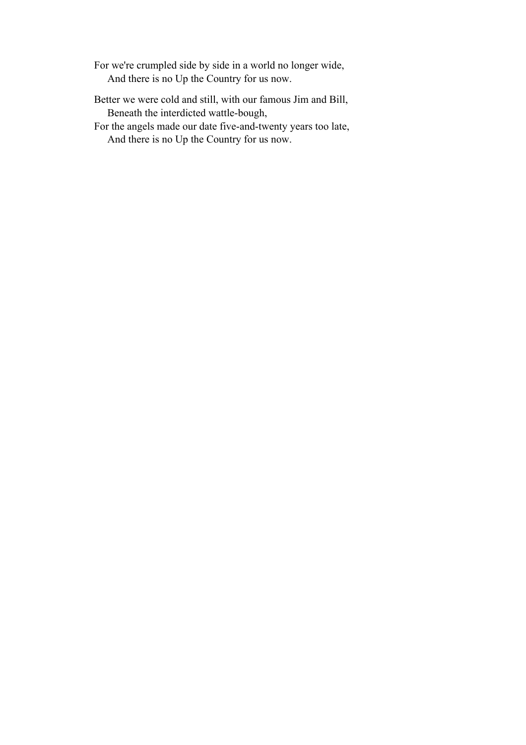For we're crumpled side by side in a world no longer wide,
    And there is no Up the Country for us now.

Better we were cold and still, with our famous Jim and Bill,
    Beneath the interdicted wattle-bough,
For the angels made our date five-and-twenty years too late,
    And there is no Up the Country for us now.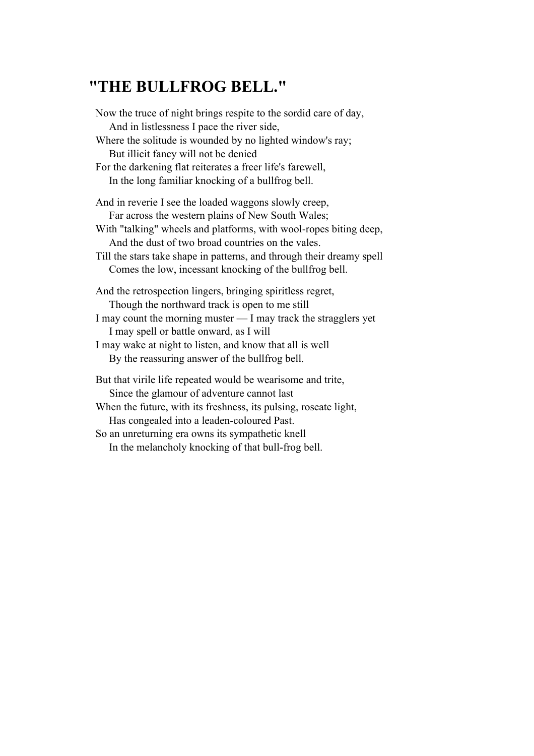## "THE BULLFROG BELL."

Now the truce of night brings respite to the sordid care of day,
    And in listlessness I pace the river side,
Where the solitude is wounded by no lighted window's ray;
    But illicit fancy will not be denied
For the darkening flat reiterates a freer life's farewell,
    In the long familiar knocking of a bullfrog bell.

And in reverie I see the loaded waggons slowly creep,
    Far across the western plains of New South Wales;
With "talking" wheels and platforms, with wool-ropes biting deep,
    And the dust of two broad countries on the vales.
Till the stars take shape in patterns, and through their dreamy spell
    Comes the low, incessant knocking of the bullfrog bell.

And the retrospection lingers, bringing spiritless regret,
    Though the northward track is open to me still
I may count the morning muster — I may track the stragglers yet
    I may spell or battle onward, as I will
I may wake at night to listen, and know that all is well
    By the reassuring answer of the bullfrog bell.

But that virile life repeated would be wearisome and trite,
    Since the glamour of adventure cannot last
When the future, with its freshness, its pulsing, roseate light,
    Has congealed into a leaden-coloured Past.
So an unreturning era owns its sympathetic knell
    In the melancholy knocking of that bull-frog bell.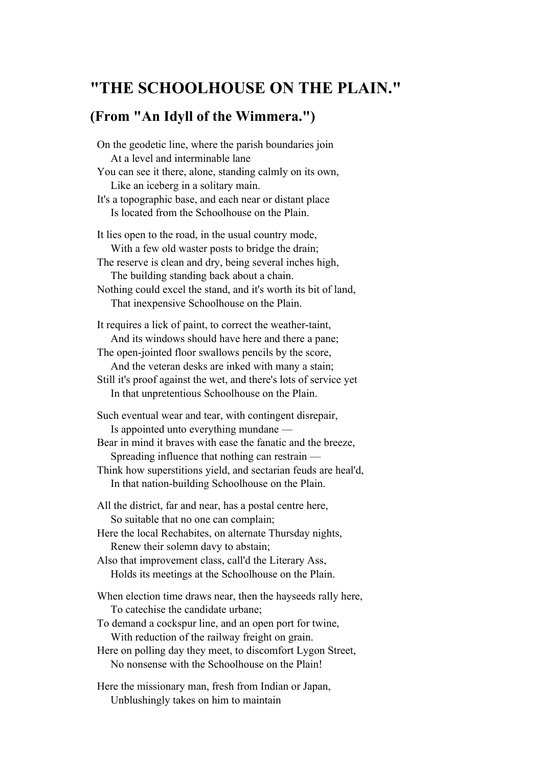## "THE SCHOOLHOUSE ON THE PLAIN."

### (From "An Idyll of the Wimmera.")

On the geodetic line, where the parish boundaries join
    At a level and interminable lane
You can see it there, alone, standing calmly on its own,
    Like an iceberg in a solitary main.
It's a topographic base, and each near or distant place
    Is located from the Schoolhouse on the Plain.

It lies open to the road, in the usual country mode,
    With a few old waster posts to bridge the drain;
The reserve is clean and dry, being several inches high,
    The building standing back about a chain.
Nothing could excel the stand, and it's worth its bit of land,
    That inexpensive Schoolhouse on the Plain.

It requires a lick of paint, to correct the weather-taint,
    And its windows should have here and there a pane;
The open-jointed floor swallows pencils by the score,
    And the veteran desks are inked with many a stain;
Still it's proof against the wet, and there's lots of service yet
    In that unpretentious Schoolhouse on the Plain.

Such eventual wear and tear, with contingent disrepair,
    Is appointed unto everything mundane —
Bear in mind it braves with ease the fanatic and the breeze,
    Spreading influence that nothing can restrain —
Think how superstitions yield, and sectarian feuds are heal'd,
    In that nation-building Schoolhouse on the Plain.

All the district, far and near, has a postal centre here,
    So suitable that no one can complain;
Here the local Rechabites, on alternate Thursday nights,
    Renew their solemn davy to abstain;
Also that improvement class, call'd the Literary Ass,
    Holds its meetings at the Schoolhouse on the Plain.

When election time draws near, then the hayseeds rally here,
    To catechise the candidate urbane;
To demand a cockspur line, and an open port for twine,
    With reduction of the railway freight on grain.
Here on polling day they meet, to discomfort Lygon Street,
    No nonsense with the Schoolhouse on the Plain!

Here the missionary man, fresh from Indian or Japan,
    Unblushingly takes on him to maintain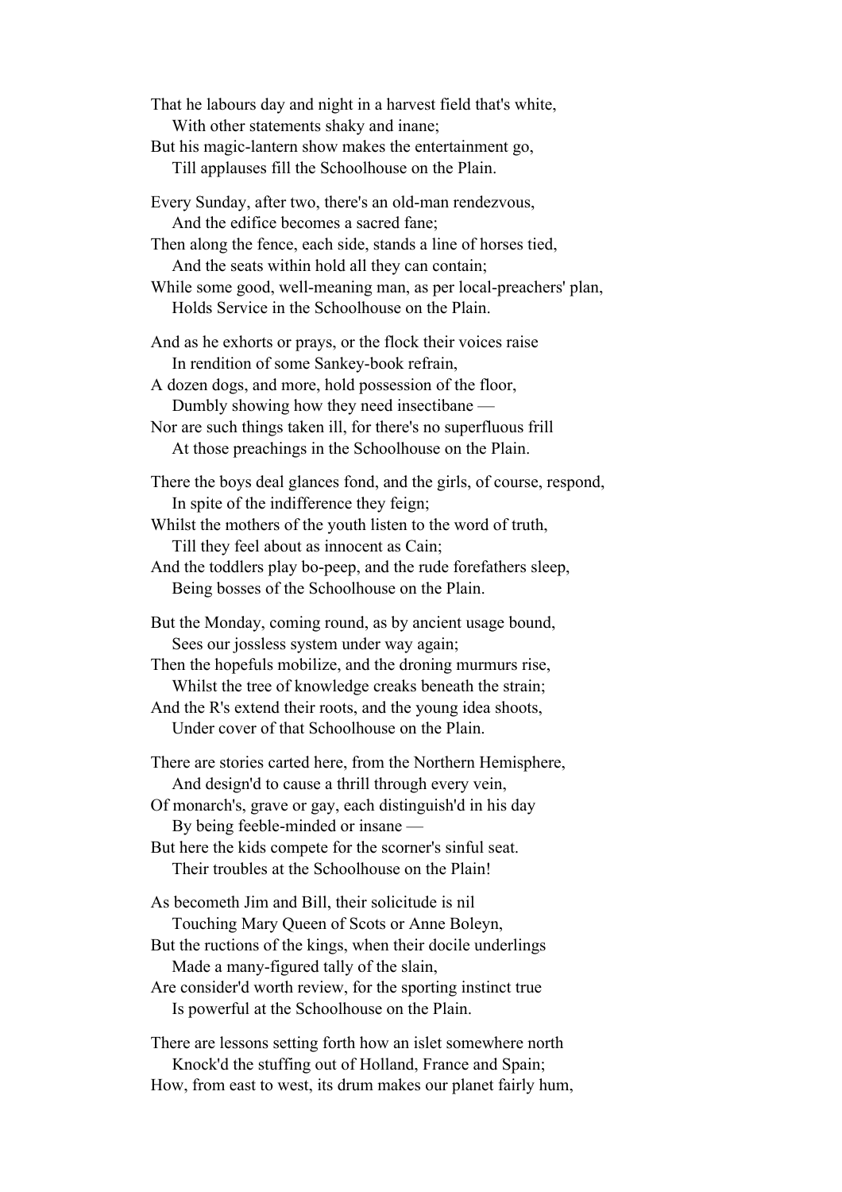That he labours day and night in a harvest field that's white,
    With other statements shaky and inane;
But his magic-lantern show makes the entertainment go,
    Till applauses fill the Schoolhouse on the Plain.

Every Sunday, after two, there's an old-man rendezvous,
    And the edifice becomes a sacred fane;
Then along the fence, each side, stands a line of horses tied,
    And the seats within hold all they can contain;
While some good, well-meaning man, as per local-preachers' plan,
    Holds Service in the Schoolhouse on the Plain.

And as he exhorts or prays, or the flock their voices raise
    In rendition of some Sankey-book refrain,
A dozen dogs, and more, hold possession of the floor,
    Dumbly showing how they need insectibane —
Nor are such things taken ill, for there's no superfluous frill
    At those preachings in the Schoolhouse on the Plain.

There the boys deal glances fond, and the girls, of course, respond,
    In spite of the indifference they feign;
Whilst the mothers of the youth listen to the word of truth,
    Till they feel about as innocent as Cain;
And the toddlers play bo-peep, and the rude forefathers sleep,
    Being bosses of the Schoolhouse on the Plain.

But the Monday, coming round, as by ancient usage bound,
    Sees our jossless system under way again;
Then the hopefuls mobilize, and the droning murmurs rise,
    Whilst the tree of knowledge creaks beneath the strain;
And the R's extend their roots, and the young idea shoots,
    Under cover of that Schoolhouse on the Plain.

There are stories carted here, from the Northern Hemisphere,
    And design'd to cause a thrill through every vein,
Of monarch's, grave or gay, each distinguish'd in his day
    By being feeble-minded or insane —
But here the kids compete for the scorner's sinful seat.
    Their troubles at the Schoolhouse on the Plain!

As becometh Jim and Bill, their solicitude is nil
    Touching Mary Queen of Scots or Anne Boleyn,
But the ructions of the kings, when their docile underlings
    Made a many-figured tally of the slain,
Are consider'd worth review, for the sporting instinct true
    Is powerful at the Schoolhouse on the Plain.

There are lessons setting forth how an islet somewhere north
    Knock'd the stuffing out of Holland, France and Spain;
How, from east to west, its drum makes our planet fairly hum,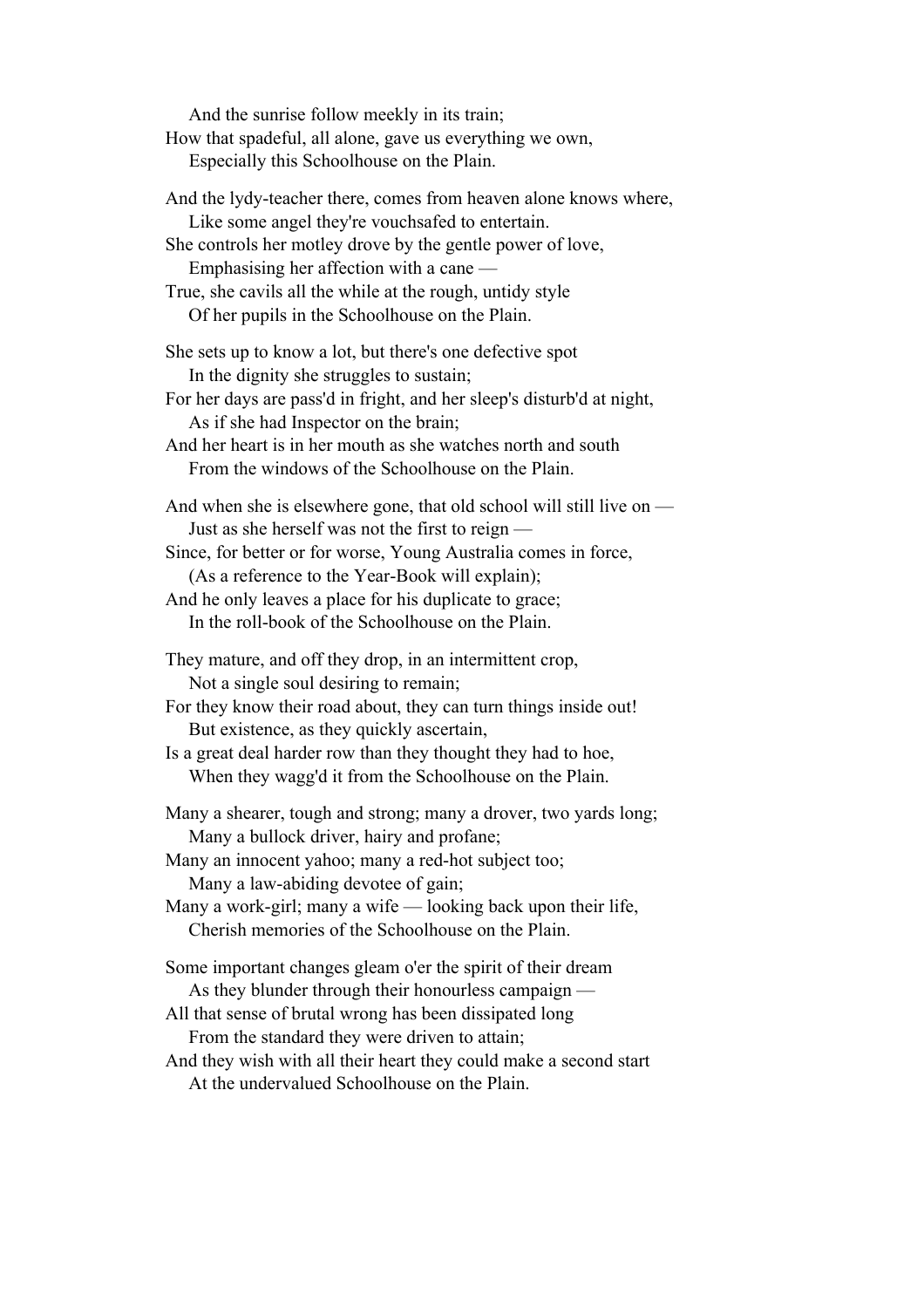And the sunrise follow meekly in its train;
How that spadeful, all alone, gave us everything we own,
Especially this Schoolhouse on the Plain.

And the lydy-teacher there, comes from heaven alone knows where,
Like some angel they're vouchsafed to entertain.
She controls her motley drove by the gentle power of love,
Emphasising her affection with a cane —
True, she cavils all the while at the rough, untidy style
Of her pupils in the Schoolhouse on the Plain.

She sets up to know a lot, but there's one defective spot
In the dignity she struggles to sustain;
For her days are pass'd in fright, and her sleep's disturb'd at night,
As if she had Inspector on the brain;
And her heart is in her mouth as she watches north and south
From the windows of the Schoolhouse on the Plain.

And when she is elsewhere gone, that old school will still live on —
Just as she herself was not the first to reign —
Since, for better or for worse, Young Australia comes in force,
(As a reference to the Year-Book will explain);
And he only leaves a place for his duplicate to grace;
In the roll-book of the Schoolhouse on the Plain.

They mature, and off they drop, in an intermittent crop,
Not a single soul desiring to remain;
For they know their road about, they can turn things inside out!
But existence, as they quickly ascertain,
Is a great deal harder row than they thought they had to hoe,
When they wagg'd it from the Schoolhouse on the Plain.

Many a shearer, tough and strong; many a drover, two yards long;
Many a bullock driver, hairy and profane;
Many an innocent yahoo; many a red-hot subject too;
Many a law-abiding devotee of gain;
Many a work-girl; many a wife — looking back upon their life,
Cherish memories of the Schoolhouse on the Plain.

Some important changes gleam o'er the spirit of their dream
As they blunder through their honourless campaign —
All that sense of brutal wrong has been dissipated long
From the standard they were driven to attain;
And they wish with all their heart they could make a second start
At the undervalued Schoolhouse on the Plain.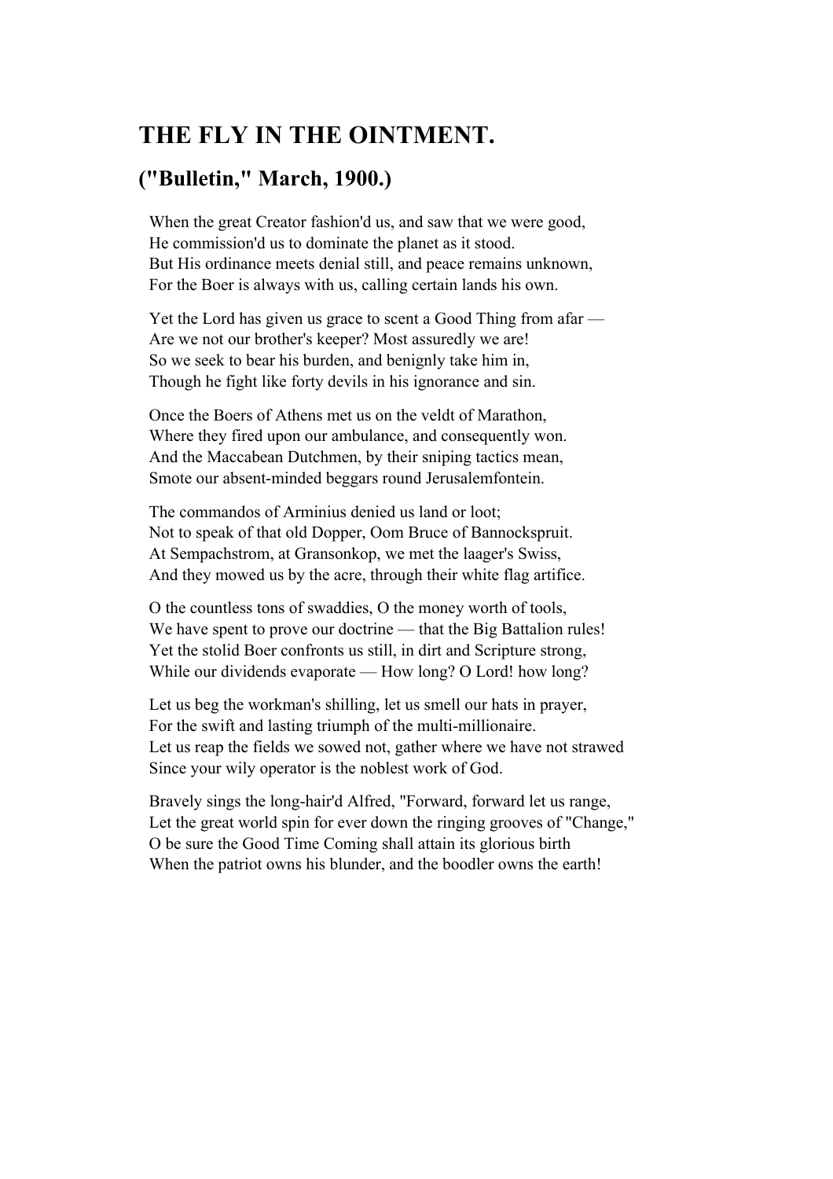# THE FLY IN THE OINTMENT.

## ("Bulletin," March, 1900.)

When the great Creator fashion'd us, and saw that we were good,
He commission'd us to dominate the planet as it stood.
But His ordinance meets denial still, and peace remains unknown,
For the Boer is always with us, calling certain lands his own.

Yet the Lord has given us grace to scent a Good Thing from afar —
Are we not our brother's keeper? Most assuredly we are!
So we seek to bear his burden, and benignly take him in,
Though he fight like forty devils in his ignorance and sin.

Once the Boers of Athens met us on the veldt of Marathon,
Where they fired upon our ambulance, and consequently won.
And the Maccabean Dutchmen, by their sniping tactics mean,
Smote our absent-minded beggars round Jerusalemfontein.

The commandos of Arminius denied us land or loot;
Not to speak of that old Dopper, Oom Bruce of Bannockspruit.
At Sempachstrom, at Gransonkop, we met the laager's Swiss,
And they mowed us by the acre, through their white flag artifice.

O the countless tons of swaddies, O the money worth of tools,
We have spent to prove our doctrine — that the Big Battalion rules!
Yet the stolid Boer confronts us still, in dirt and Scripture strong,
While our dividends evaporate — How long? O Lord! how long?

Let us beg the workman's shilling, let us smell our hats in prayer,
For the swift and lasting triumph of the multi-millionaire.
Let us reap the fields we sowed not, gather where we have not strawed
Since your wily operator is the noblest work of God.

Bravely sings the long-hair'd Alfred, "Forward, forward let us range,
Let the great world spin for ever down the ringing grooves of "Change,"
O be sure the Good Time Coming shall attain its glorious birth
When the patriot owns his blunder, and the boodler owns the earth!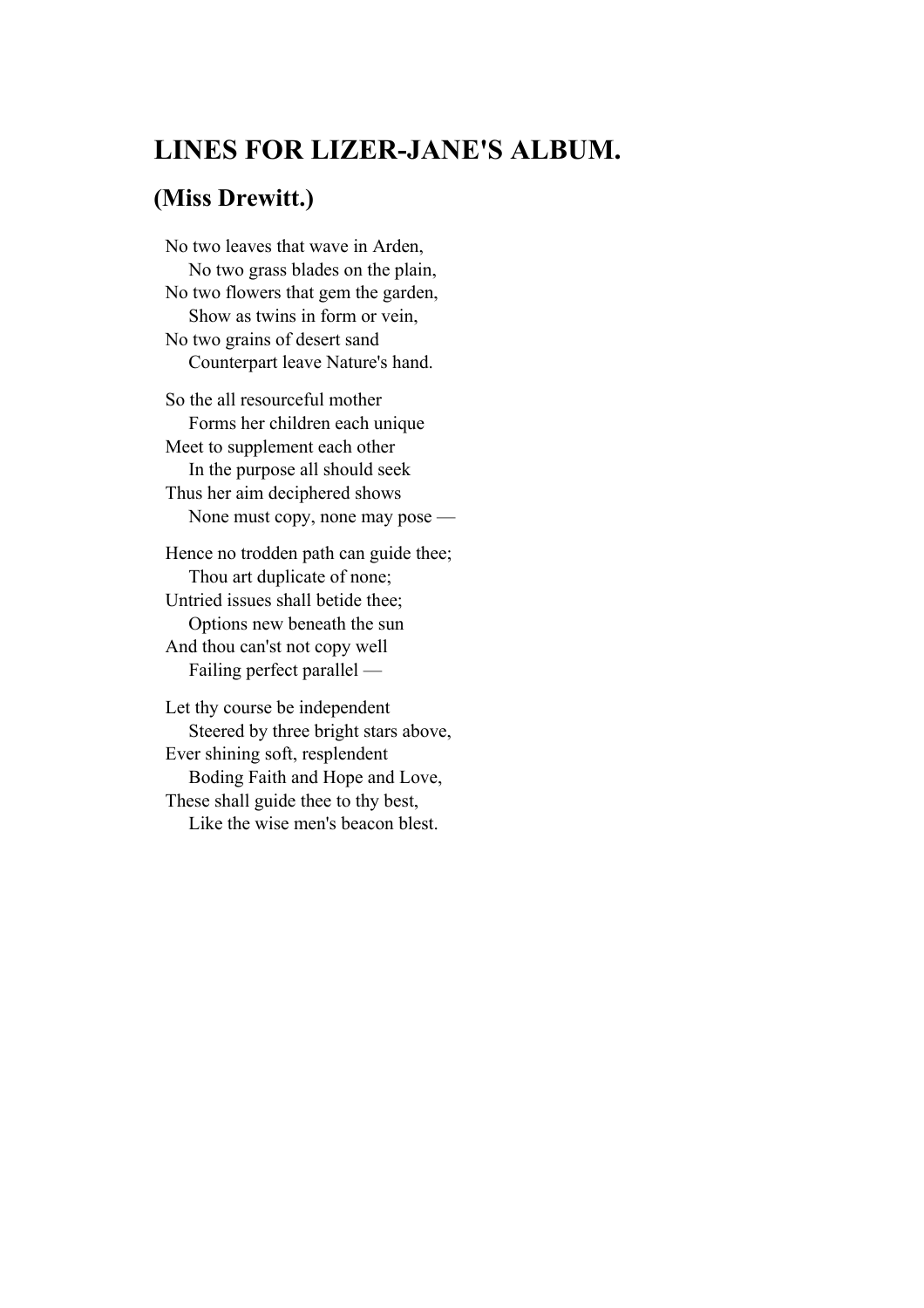# LINES FOR LIZER-JANE'S ALBUM.

## (Miss Drewitt.)

No two leaves that wave in Arden,  
    No two grass blades on the plain,  
No two flowers that gem the garden,  
    Show as twins in form or vein,  
No two grains of desert sand  
    Counterpart leave Nature's hand.

So the all resourceful mother  
    Forms her children each unique  
Meet to supplement each other  
    In the purpose all should seek  
Thus her aim deciphered shows  
    None must copy, none may pose —

Hence no trodden path can guide thee;  
    Thou art duplicate of none;  
Untried issues shall betide thee;  
    Options new beneath the sun  
And thou can'st not copy well  
    Failing perfect parallel —

Let thy course be independent  
    Steered by three bright stars above,  
Ever shining soft, resplendent  
    Boding Faith and Hope and Love,  
These shall guide thee to thy best,  
    Like the wise men's beacon blest.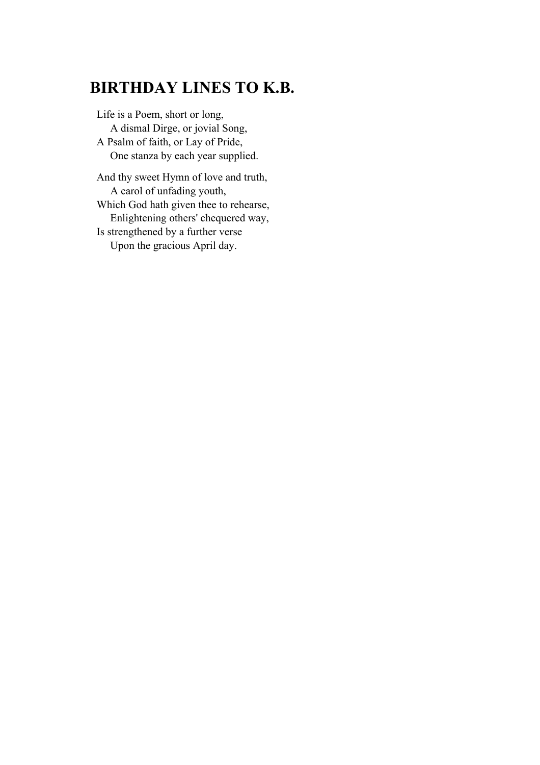## BIRTHDAY LINES TO K.B.

Life is a Poem, short or long,  
    A dismal Dirge, or jovial Song,  
A Psalm of faith, or Lay of Pride,  
    One stanza by each year supplied.

And thy sweet Hymn of love and truth,  
    A carol of unfading youth,  
Which God hath given thee to rehearse,  
    Enlightening others' chequered way,  
Is strengthened by a further verse  
    Upon the gracious April day.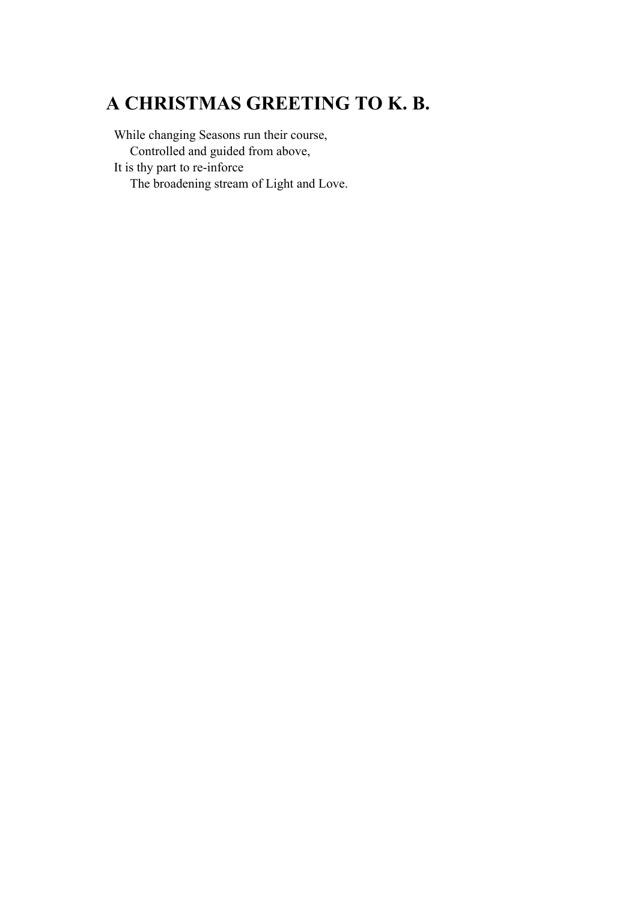# A CHRISTMAS GREETING TO K. B.

While changing Seasons run their course,
    Controlled and guided from above,
It is thy part to re-inforce
    The broadening stream of Light and Love.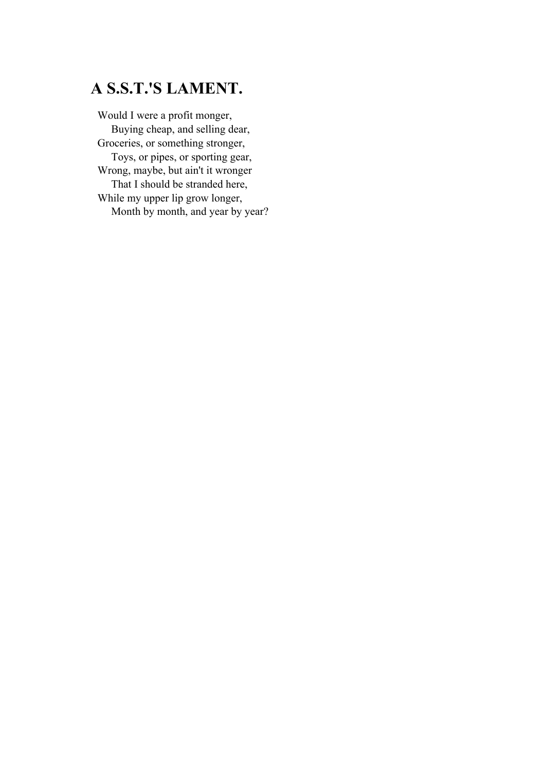## A S.S.T.'S LAMENT.

Would I were a profit monger,  
  Buying cheap, and selling dear,  
Groceries, or something stronger,  
  Toys, or pipes, or sporting gear,  
Wrong, maybe, but ain't it wronger  
  That I should be stranded here,  
While my upper lip grow longer,  
  Month by month, and year by year?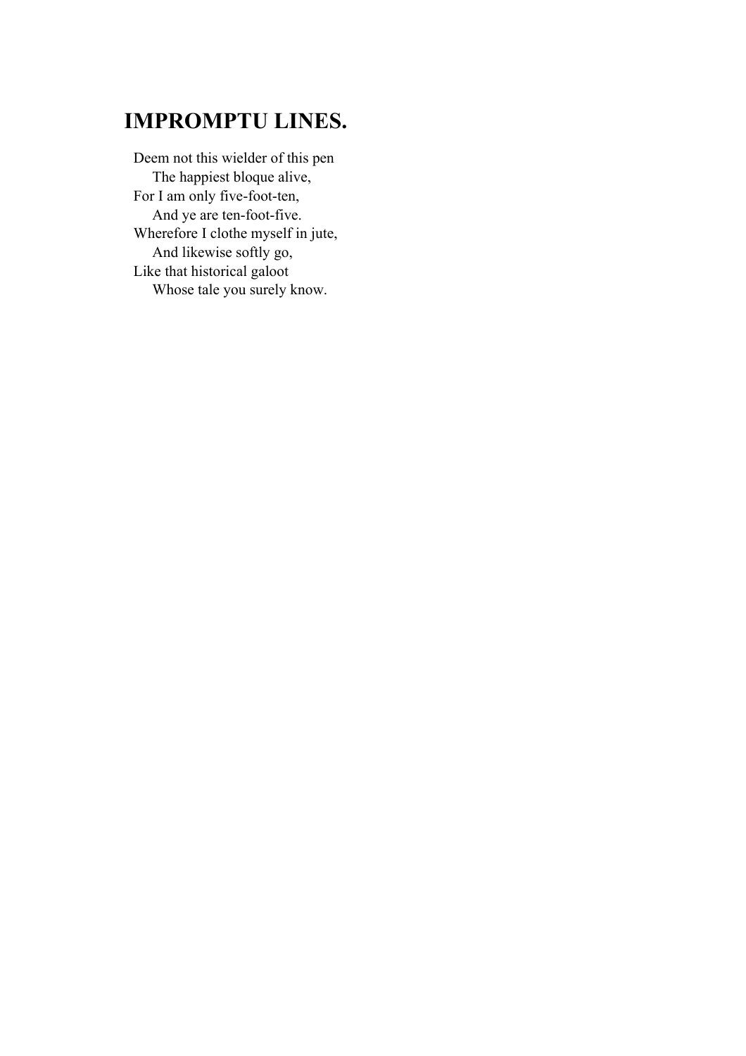## IMPROMPTU LINES.

Deem not this wielder of this pen  
    The happiest bloque alive,  
For I am only five-foot-ten,  
    And ye are ten-foot-five.  
Wherefore I clothe myself in jute,  
    And likewise softly go,  
Like that historical galoot  
    Whose tale you surely know.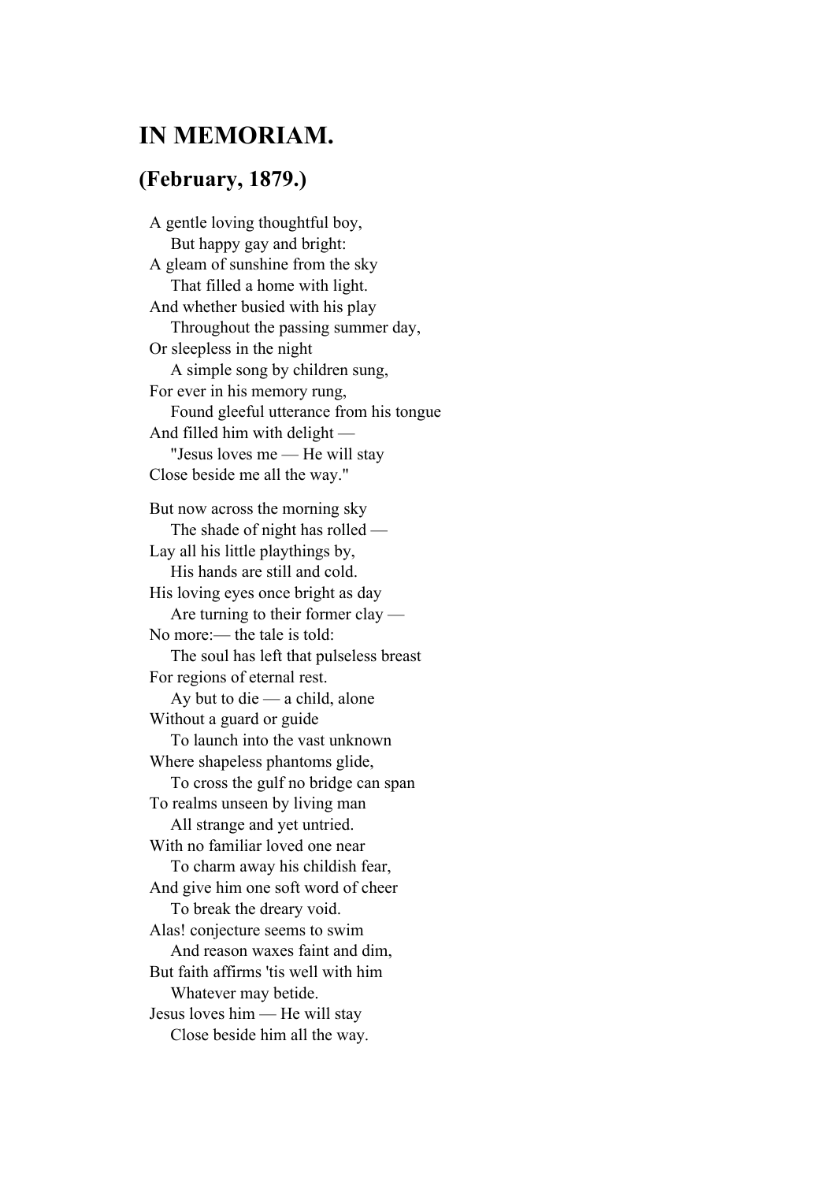## IN MEMORIAM.

### (February, 1879.)

A gentle loving thoughtful boy,  
    But happy gay and bright:  
A gleam of sunshine from the sky  
    That filled a home with light.  
And whether busied with his play  
    Throughout the passing summer day,  
Or sleepless in the night  
    A simple song by children sung,  
For ever in his memory rung,  
    Found gleeful utterance from his tongue  
And filled him with delight —  
    "Jesus loves me — He will stay  
Close beside me all the way."

But now across the morning sky  
    The shade of night has rolled —  
Lay all his little playthings by,  
    His hands are still and cold.  
His loving eyes once bright as day  
    Are turning to their former clay —  
No more:— the tale is told:  
    The soul has left that pulseless breast  
For regions of eternal rest.  
    Ay but to die — a child, alone  
Without a guard or guide  
    To launch into the vast unknown  
Where shapeless phantoms glide,  
    To cross the gulf no bridge can span  
To realms unseen by living man  
    All strange and yet untried.  
With no familiar loved one near  
    To charm away his childish fear,  
And give him one soft word of cheer  
    To break the dreary void.  
Alas! conjecture seems to swim  
    And reason waxes faint and dim,  
But faith affirms 'tis well with him  
    Whatever may betide.  
Jesus loves him — He will stay  
    Close beside him all the way.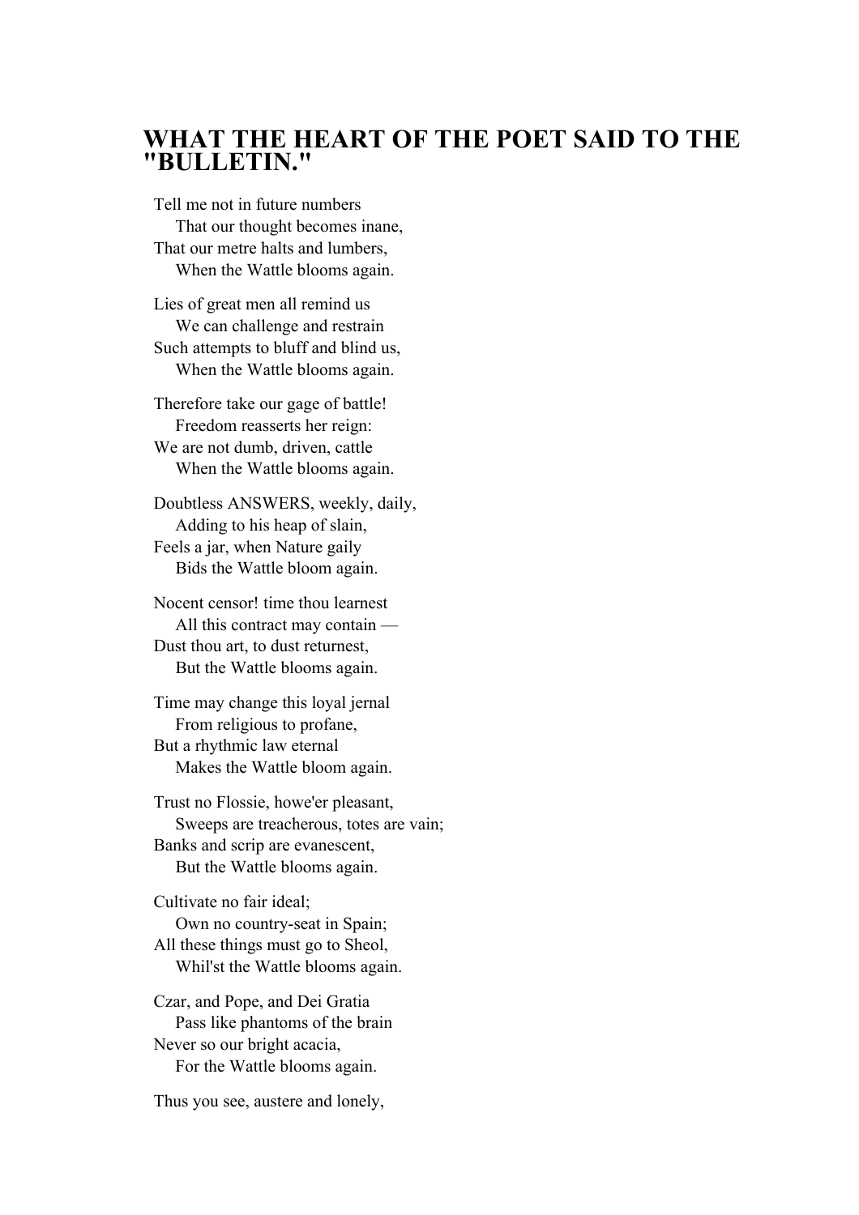# WHAT THE HEART OF THE POET SAID TO THE "BULLETIN."

Tell me not in future numbers  
    That our thought becomes inane,  
That our metre halts and lumbers,  
    When the Wattle blooms again.

Lies of great men all remind us  
    We can challenge and restrain  
Such attempts to bluff and blind us,  
    When the Wattle blooms again.

Therefore take our gage of battle!  
    Freedom reasserts her reign:  
We are not dumb, driven, cattle  
    When the Wattle blooms again.

Doubtless ANSWERS, weekly, daily,  
    Adding to his heap of slain,  
Feels a jar, when Nature gaily  
    Bids the Wattle bloom again.

Nocent censor! time thou learnest  
    All this contract may contain —  
Dust thou art, to dust returnest,  
    But the Wattle blooms again.

Time may change this loyal jernal  
    From religious to profane,  
But a rhythmic law eternal  
    Makes the Wattle bloom again.

Trust no Flossie, howe'er pleasant,  
    Sweeps are treacherous, totes are vain;  
Banks and scrip are evanescent,  
    But the Wattle blooms again.

Cultivate no fair ideal;  
    Own no country-seat in Spain;  
All these things must go to Sheol,  
    Whil'st the Wattle blooms again.

Czar, and Pope, and Dei Gratia  
    Pass like phantoms of the brain  
Never so our bright acacia,  
    For the Wattle blooms again.

Thus you see, austere and lonely,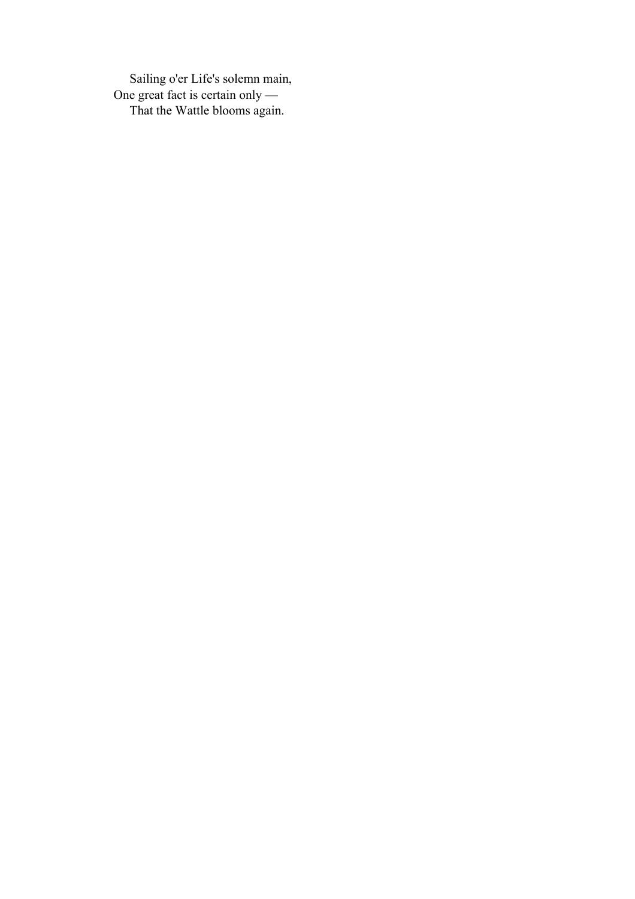Sailing o'er Life's solemn main,
One great fact is certain only —
That the Wattle blooms again.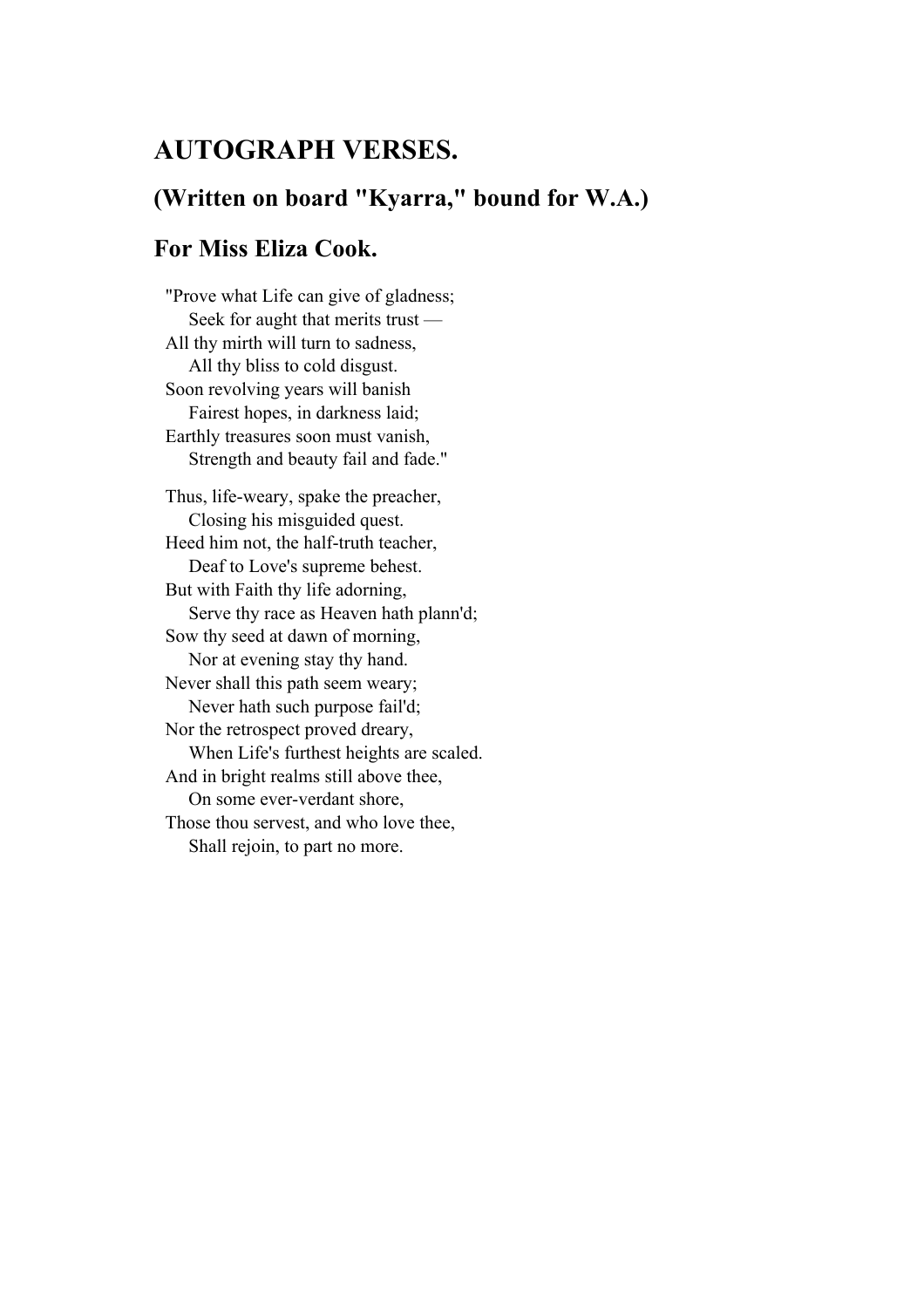## AUTOGRAPH VERSES.

### (Written on board "Kyarra," bound for W.A.)

### For Miss Eliza Cook.

"Prove what Life can give of gladness;  
    Seek for aught that merits trust —  
All thy mirth will turn to sadness,  
    All thy bliss to cold disgust.  
Soon revolving years will banish  
    Fairest hopes, in darkness laid;  
Earthly treasures soon must vanish,  
    Strength and beauty fail and fade."

Thus, life-weary, spake the preacher,  
    Closing his misguided quest.  
Heed him not, the half-truth teacher,  
    Deaf to Love's supreme behest.  
But with Faith thy life adorning,  
    Serve thy race as Heaven hath plann'd;  
Sow thy seed at dawn of morning,  
    Nor at evening stay thy hand.  
Never shall this path seem weary;  
    Never hath such purpose fail'd;  
Nor the retrospect proved dreary,  
    When Life's furthest heights are scaled.  
And in bright realms still above thee,  
    On some ever-verdant shore,  
Those thou servest, and who love thee,  
    Shall rejoin, to part no more.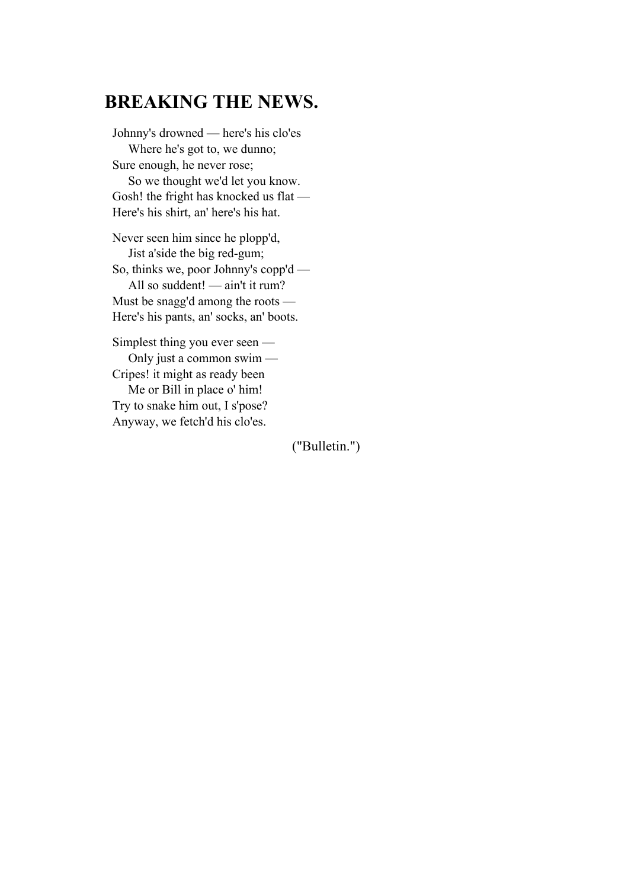# BREAKING THE NEWS.

Johnny's drowned — here's his clo'es
    Where he's got to, we dunno;
Sure enough, he never rose;
    So we thought we'd let you know.
Gosh! the fright has knocked us flat —
Here's his shirt, an' here's his hat.

Never seen him since he plopp'd,
    Jist a'side the big red-gum;
So, thinks we, poor Johnny's copp'd —
    All so suddent! — ain't it rum?
Must be snagg'd among the roots —
Here's his pants, an' socks, an' boots.

Simplest thing you ever seen —
    Only just a common swim —
Cripes! it might as ready been
    Me or Bill in place o' him!
Try to snake him out, I s'pose?
Anyway, we fetch'd his clo'es.

("Bulletin.")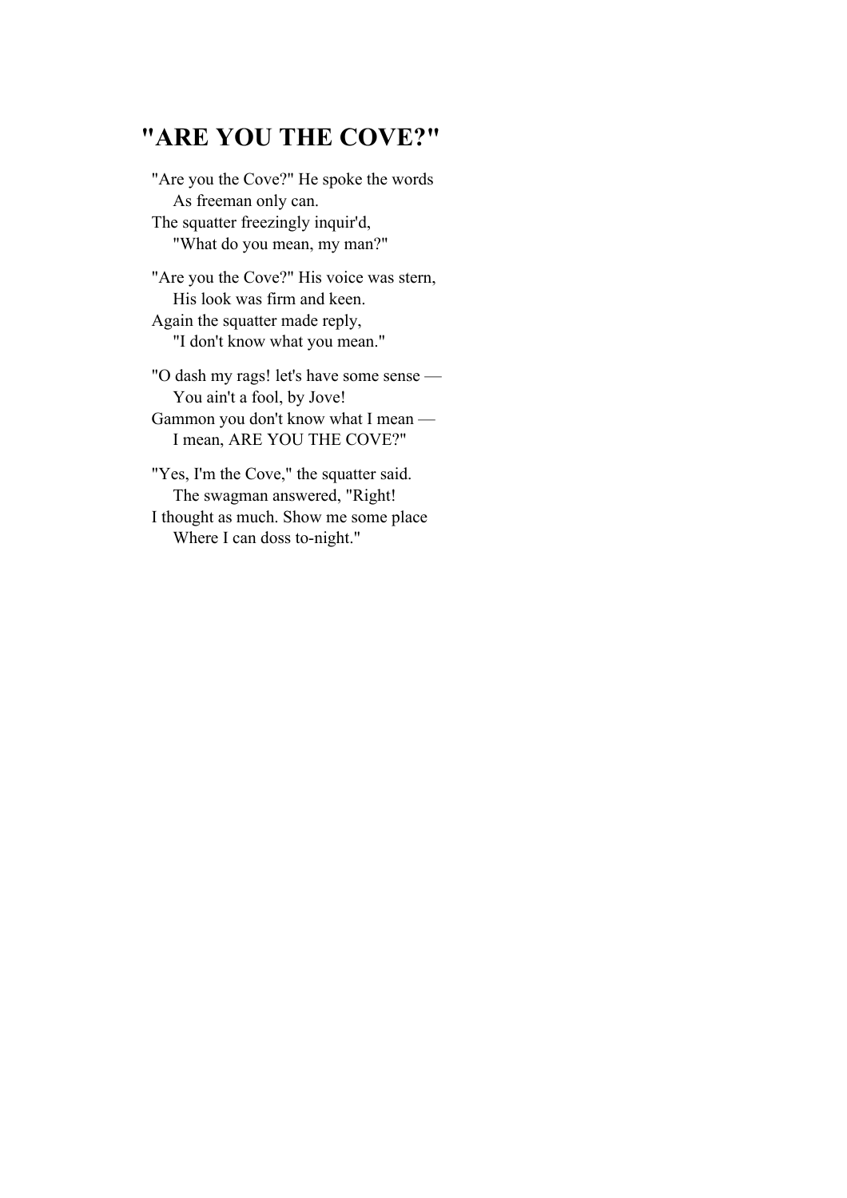# "ARE YOU THE COVE?"

"Are you the Cove?" He spoke the words
As freeman only can.
The squatter freezingly inquir'd,
"What do you mean, my man?"

"Are you the Cove?" His voice was stern,
His look was firm and keen.
Again the squatter made reply,
"I don't know what you mean."

"O dash my rags! let's have some sense —
You ain't a fool, by Jove!
Gammon you don't know what I mean —
I mean, ARE YOU THE COVE?"

"Yes, I'm the Cove," the squatter said.
The swagman answered, "Right!
I thought as much. Show me some place
Where I can doss to-night."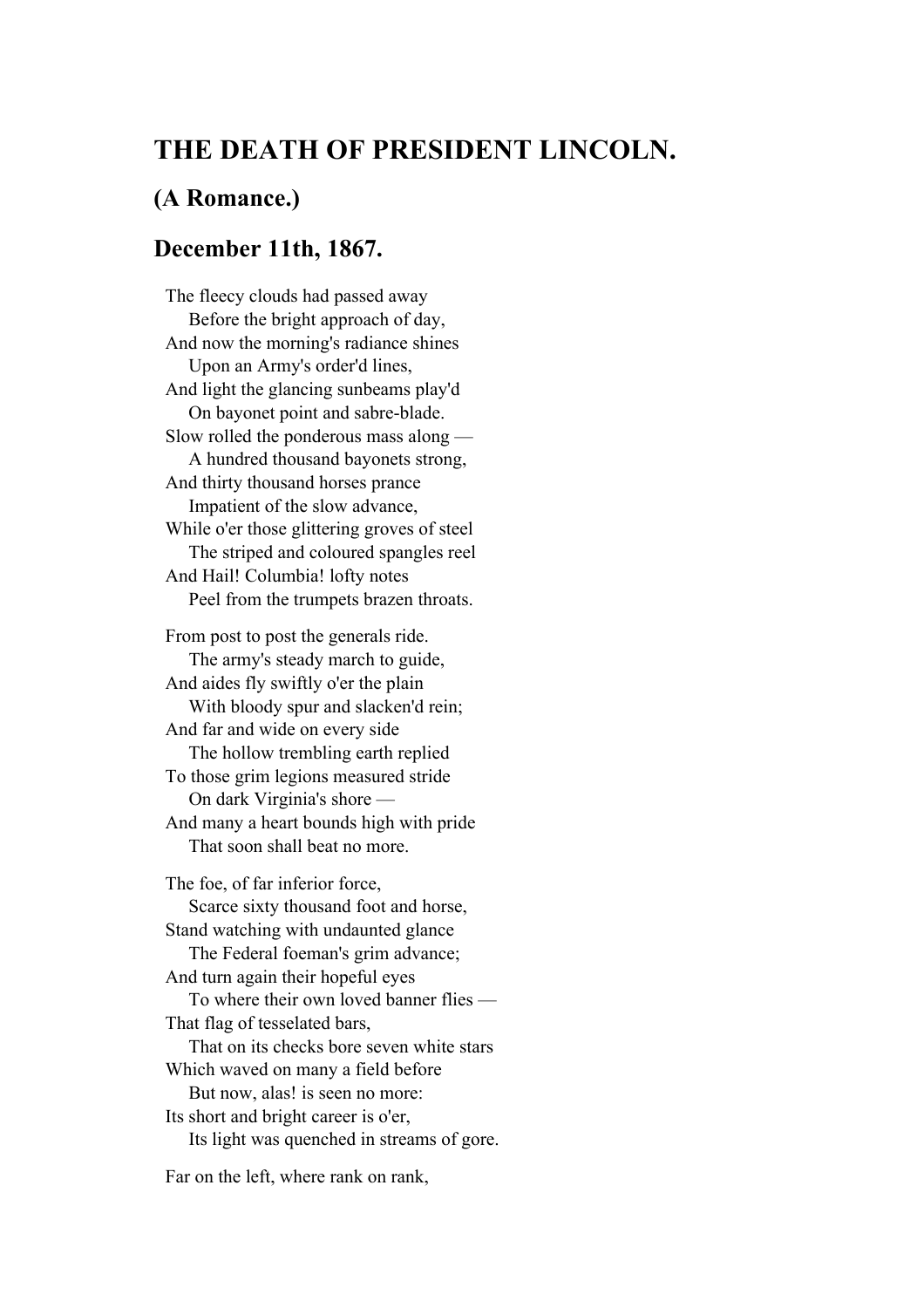## THE DEATH OF PRESIDENT LINCOLN.

### (A Romance.)

### December 11th, 1867.

The fleecy clouds had passed away  
    Before the bright approach of day,  
And now the morning's radiance shines  
    Upon an Army's order'd lines,  
And light the glancing sunbeams play'd  
    On bayonet point and sabre-blade.  
Slow rolled the ponderous mass along —  
    A hundred thousand bayonets strong,  
And thirty thousand horses prance  
    Impatient of the slow advance,  
While o'er those glittering groves of steel  
    The striped and coloured spangles reel  
And Hail! Columbia! lofty notes  
    Peel from the trumpets brazen throats.

From post to post the generals ride.  
    The army's steady march to guide,  
And aides fly swiftly o'er the plain  
    With bloody spur and slacken'd rein;  
And far and wide on every side  
    The hollow trembling earth replied  
To those grim legions measured stride  
    On dark Virginia's shore —  
And many a heart bounds high with pride  
    That soon shall beat no more.

The foe, of far inferior force,  
    Scarce sixty thousand foot and horse,  
Stand watching with undaunted glance  
    The Federal foeman's grim advance;  
And turn again their hopeful eyes  
    To where their own loved banner flies —  
That flag of tesselated bars,  
    That on its checks bore seven white stars  
Which waved on many a field before  
    But now, alas! is seen no more:  
Its short and bright career is o'er,  
    Its light was quenched in streams of gore.

Far on the left, where rank on rank,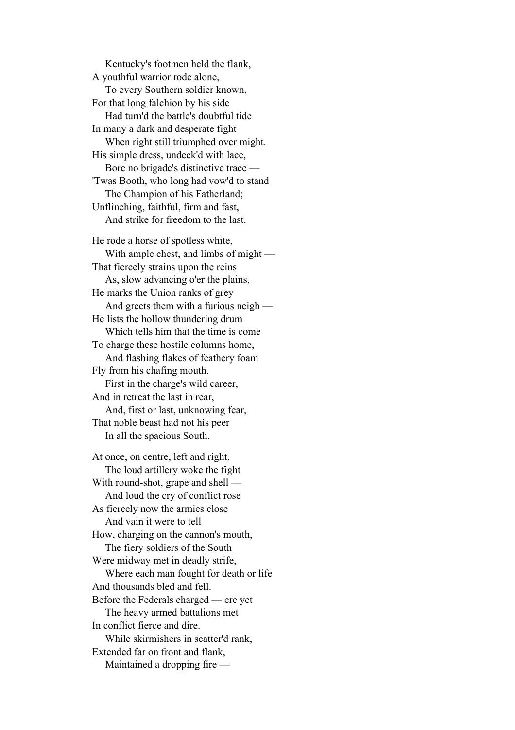Kentucky's footmen held the flank,
A youthful warrior rode alone,
To every Southern soldier known,
For that long falchion by his side
Had turn'd the battle's doubtful tide
In many a dark and desperate fight
When right still triumphed over might.
His simple dress, undeck'd with lace,
Bore no brigade's distinctive trace —
'Twas Booth, who long had vow'd to stand
The Champion of his Fatherland;
Unflinching, faithful, firm and fast,
And strike for freedom to the last.

He rode a horse of spotless white,
With ample chest, and limbs of might —
That fiercely strains upon the reins
As, slow advancing o'er the plains,
He marks the Union ranks of grey
And greets them with a furious neigh —
He lists the hollow thundering drum
Which tells him that the time is come
To charge these hostile columns home,
And flashing flakes of feathery foam
Fly from his chafing mouth.
First in the charge's wild career,
And in retreat the last in rear,
And, first or last, unknowing fear,
That noble beast had not his peer
In all the spacious South.

At once, on centre, left and right,
The loud artillery woke the fight
With round-shot, grape and shell —
And loud the cry of conflict rose
As fiercely now the armies close
And vain it were to tell
How, charging on the cannon's mouth,
The fiery soldiers of the South
Were midway met in deadly strife,
Where each man fought for death or life
And thousands bled and fell.
Before the Federals charged — ere yet
The heavy armed battalions met
In conflict fierce and dire.
While skirmishers in scatter'd rank,
Extended far on front and flank,
Maintained a dropping fire —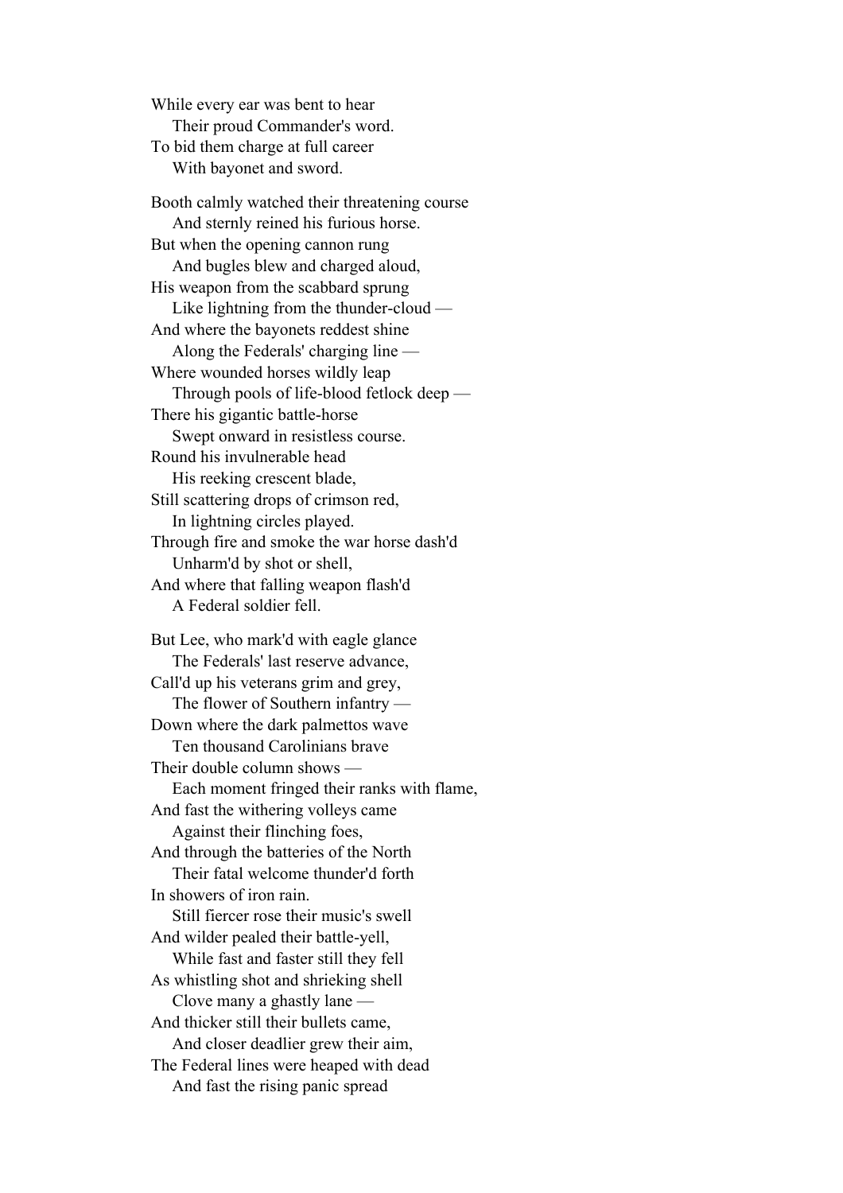While every ear was bent to hear
    Their proud Commander's word.
To bid them charge at full career
    With bayonet and sword.

Booth calmly watched their threatening course
    And sternly reined his furious horse.
But when the opening cannon rung
    And bugles blew and charged aloud,
His weapon from the scabbard sprung
    Like lightning from the thunder-cloud —
And where the bayonets reddest shine
    Along the Federals' charging line —
Where wounded horses wildly leap
    Through pools of life-blood fetlock deep —
There his gigantic battle-horse
    Swept onward in resistless course.
Round his invulnerable head
    His reeking crescent blade,
Still scattering drops of crimson red,
    In lightning circles played.
Through fire and smoke the war horse dash'd
    Unharm'd by shot or shell,
And where that falling weapon flash'd
    A Federal soldier fell.

But Lee, who mark'd with eagle glance
    The Federals' last reserve advance,
Call'd up his veterans grim and grey,
    The flower of Southern infantry —
Down where the dark palmettos wave
    Ten thousand Carolinians brave
Their double column shows —
    Each moment fringed their ranks with flame,
And fast the withering volleys came
    Against their flinching foes,
And through the batteries of the North
    Their fatal welcome thunder'd forth
In showers of iron rain.
    Still fiercer rose their music's swell
And wilder pealed their battle-yell,
    While fast and faster still they fell
As whistling shot and shrieking shell
    Clove many a ghastly lane —
And thicker still their bullets came,
    And closer deadlier grew their aim,
The Federal lines were heaped with dead
    And fast the rising panic spread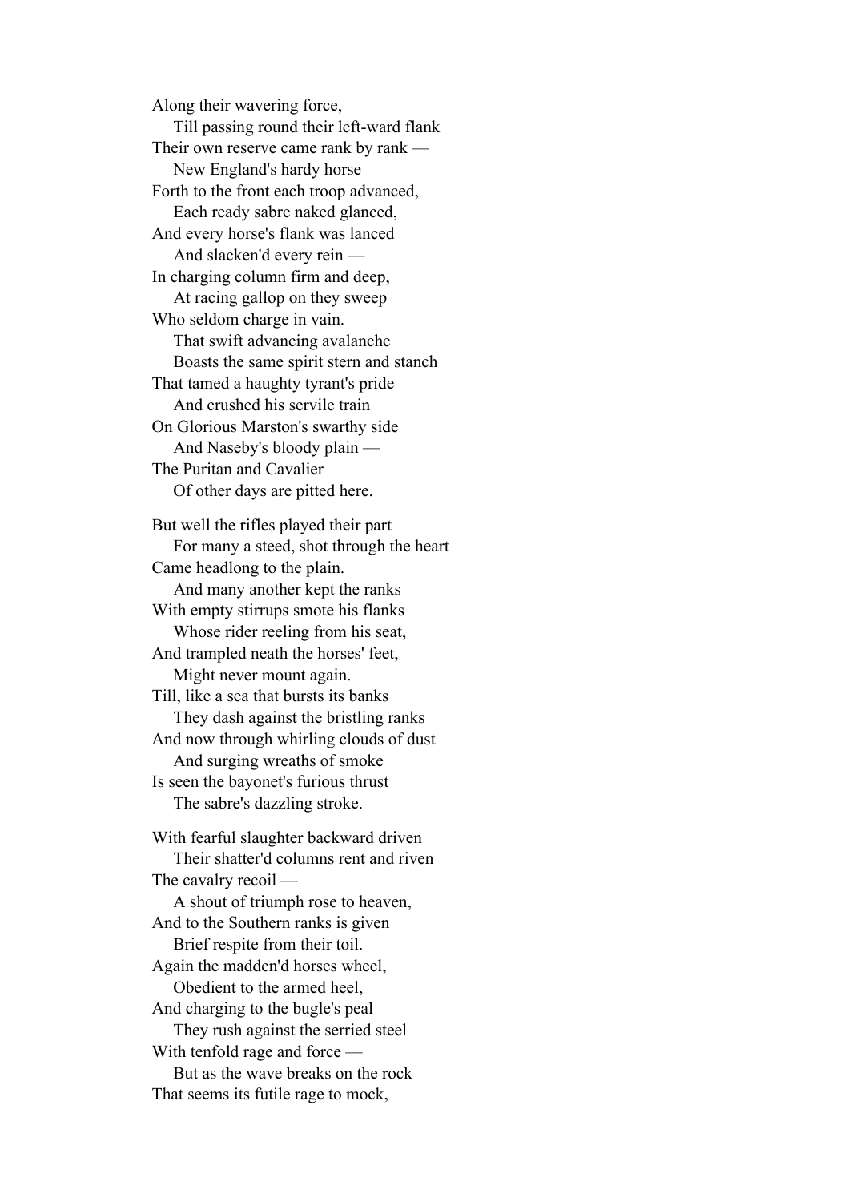Along their wavering force,
    Till passing round their left-ward flank
Their own reserve came rank by rank —
    New England's hardy horse
Forth to the front each troop advanced,
    Each ready sabre naked glanced,
And every horse's flank was lanced
    And slacken'd every rein —
In charging column firm and deep,
    At racing gallop on they sweep
Who seldom charge in vain.
    That swift advancing avalanche
    Boasts the same spirit stern and stanch
That tamed a haughty tyrant's pride
    And crushed his servile train
On Glorious Marston's swarthy side
    And Naseby's bloody plain —
The Puritan and Cavalier
    Of other days are pitted here.

But well the rifles played their part
    For many a steed, shot through the heart
Came headlong to the plain.
    And many another kept the ranks
With empty stirrups smote his flanks
    Whose rider reeling from his seat,
And trampled neath the horses' feet,
    Might never mount again.
Till, like a sea that bursts its banks
    They dash against the bristling ranks
And now through whirling clouds of dust
    And surging wreaths of smoke
Is seen the bayonet's furious thrust
    The sabre's dazzling stroke.

With fearful slaughter backward driven
    Their shatter'd columns rent and riven
The cavalry recoil —
    A shout of triumph rose to heaven,
And to the Southern ranks is given
    Brief respite from their toil.
Again the madden'd horses wheel,
    Obedient to the armed heel,
And charging to the bugle's peal
    They rush against the serried steel
With tenfold rage and force —
    But as the wave breaks on the rock
That seems its futile rage to mock,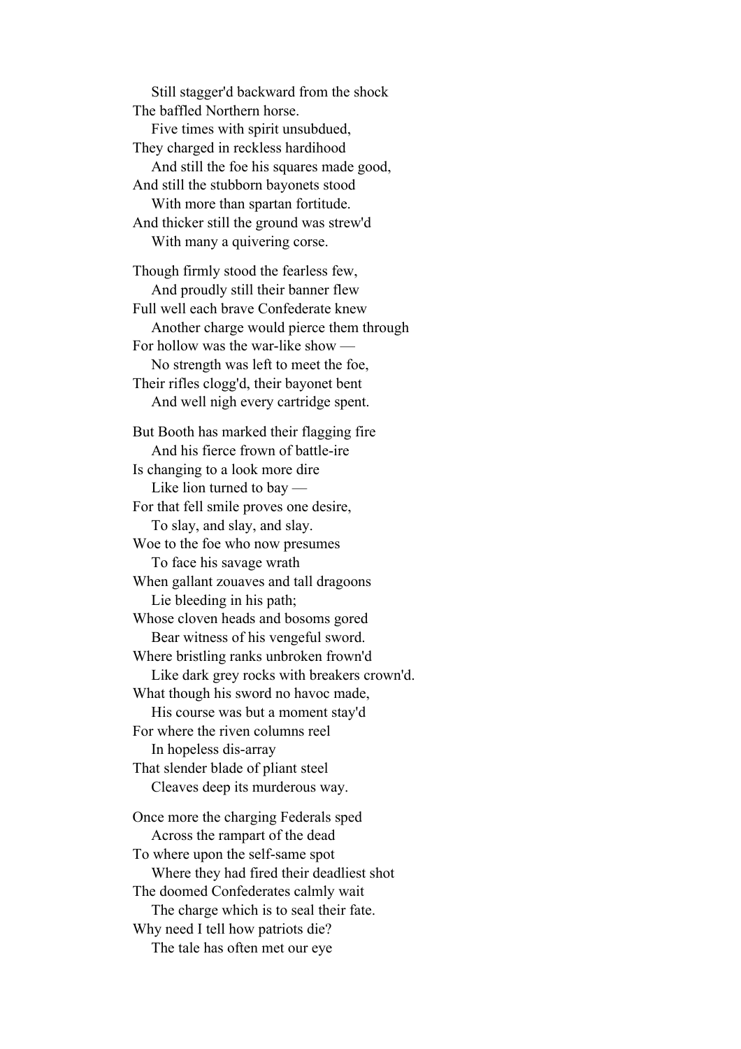Still stagger'd backward from the shock  
The baffled Northern horse.  
Five times with spirit unsubdued,  
They charged in reckless hardihood  
And still the foe his squares made good,  
And still the stubborn bayonets stood  
With more than spartan fortitude.  
And thicker still the ground was strew'd  
With many a quivering corse.

Though firmly stood the fearless few,  
And proudly still their banner flew  
Full well each brave Confederate knew  
Another charge would pierce them through  
For hollow was the war-like show —  
No strength was left to meet the foe,  
Their rifles clogg'd, their bayonet bent  
And well nigh every cartridge spent.

But Booth has marked their flagging fire  
And his fierce frown of battle-ire  
Is changing to a look more dire  
Like lion turned to bay —  
For that fell smile proves one desire,  
To slay, and slay, and slay.  
Woe to the foe who now presumes  
To face his savage wrath  
When gallant zouaves and tall dragoons  
Lie bleeding in his path;  
Whose cloven heads and bosoms gored  
Bear witness of his vengeful sword.  
Where bristling ranks unbroken frown'd  
Like dark grey rocks with breakers crown'd.  
What though his sword no havoc made,  
His course was but a moment stay'd  
For where the riven columns reel  
In hopeless dis-array  
That slender blade of pliant steel  
Cleaves deep its murderous way.

Once more the charging Federals sped  
Across the rampart of the dead  
To where upon the self-same spot  
Where they had fired their deadliest shot  
The doomed Confederates calmly wait  
The charge which is to seal their fate.  
Why need I tell how patriots die?  
The tale has often met our eye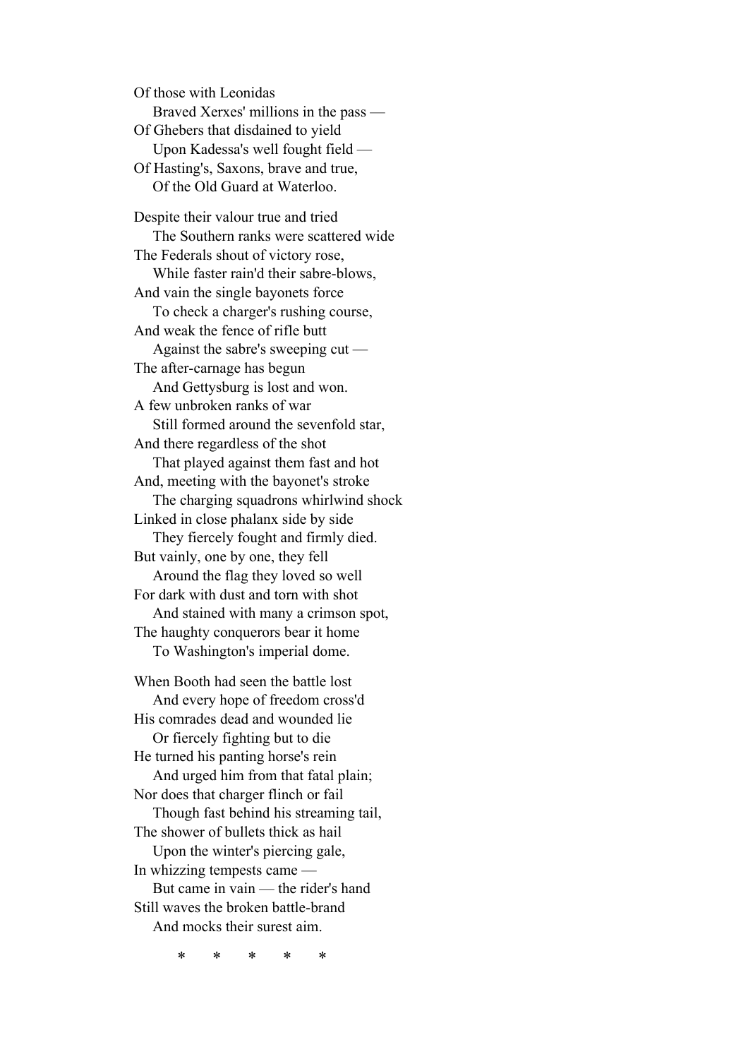Of those with Leonidas
    Braved Xerxes' millions in the pass —
Of Ghebers that disdained to yield
    Upon Kadessa's well fought field —
Of Hasting's, Saxons, brave and true,
    Of the Old Guard at Waterloo.

Despite their valour true and tried
    The Southern ranks were scattered wide
The Federals shout of victory rose,
    While faster rain'd their sabre-blows,
And vain the single bayonets force
    To check a charger's rushing course,
And weak the fence of rifle butt
    Against the sabre's sweeping cut —
The after-carnage has begun
    And Gettysburg is lost and won.
A few unbroken ranks of war
    Still formed around the sevenfold star,
And there regardless of the shot
    That played against them fast and hot
And, meeting with the bayonet's stroke
    The charging squadrons whirlwind shock
Linked in close phalanx side by side
    They fiercely fought and firmly died.
But vainly, one by one, they fell
    Around the flag they loved so well
For dark with dust and torn with shot
    And stained with many a crimson spot,
The haughty conquerors bear it home
    To Washington's imperial dome.

When Booth had seen the battle lost
    And every hope of freedom cross'd
His comrades dead and wounded lie
    Or fiercely fighting but to die
He turned his panting horse's rein
    And urged him from that fatal plain;
Nor does that charger flinch or fail
    Though fast behind his streaming tail,
The shower of bullets thick as hail
    Upon the winter's piercing gale,
In whizzing tempests came —
    But came in vain — the rider's hand
Still waves the broken battle-brand
    And mocks their surest aim.

\* \* \* \* \*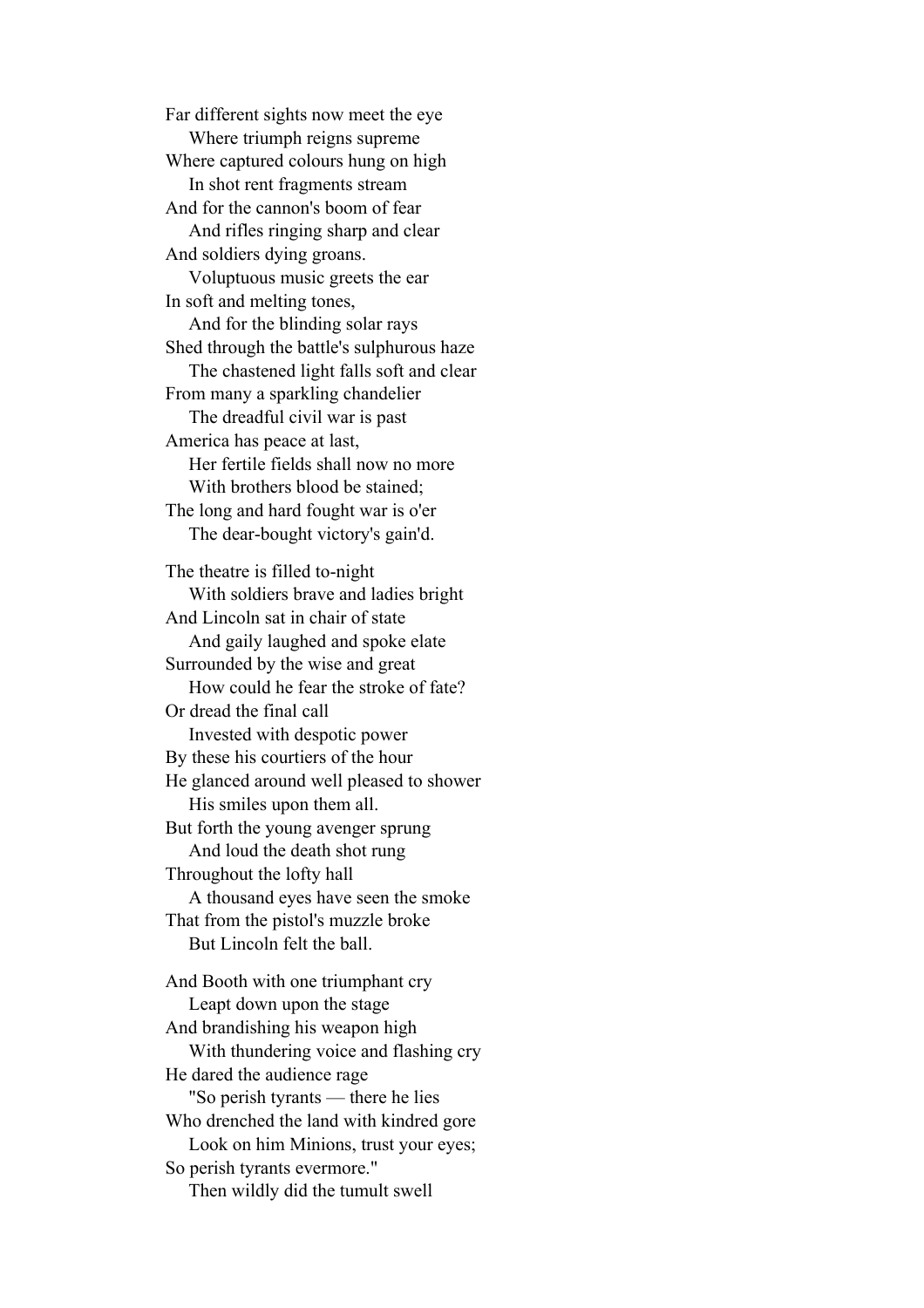Far different sights now meet the eye
    Where triumph reigns supreme
Where captured colours hung on high
    In shot rent fragments stream
And for the cannon's boom of fear
    And rifles ringing sharp and clear
And soldiers dying groans.
    Voluptuous music greets the ear
In soft and melting tones,
    And for the blinding solar rays
Shed through the battle's sulphurous haze
    The chastened light falls soft and clear
From many a sparkling chandelier
    The dreadful civil war is past
America has peace at last,
    Her fertile fields shall now no more
    With brothers blood be stained;
The long and hard fought war is o'er
    The dear-bought victory's gain'd.

The theatre is filled to-night
    With soldiers brave and ladies bright
And Lincoln sat in chair of state
    And gaily laughed and spoke elate
Surrounded by the wise and great
    How could he fear the stroke of fate?
Or dread the final call
    Invested with despotic power
By these his courtiers of the hour
He glanced around well pleased to shower
    His smiles upon them all.
But forth the young avenger sprung
    And loud the death shot rung
Throughout the lofty hall
    A thousand eyes have seen the smoke
That from the pistol's muzzle broke
    But Lincoln felt the ball.

And Booth with one triumphant cry
    Leapt down upon the stage
And brandishing his weapon high
    With thundering voice and flashing cry
He dared the audience rage
    "So perish tyrants — there he lies
Who drenched the land with kindred gore
    Look on him Minions, trust your eyes;
So perish tyrants evermore."
    Then wildly did the tumult swell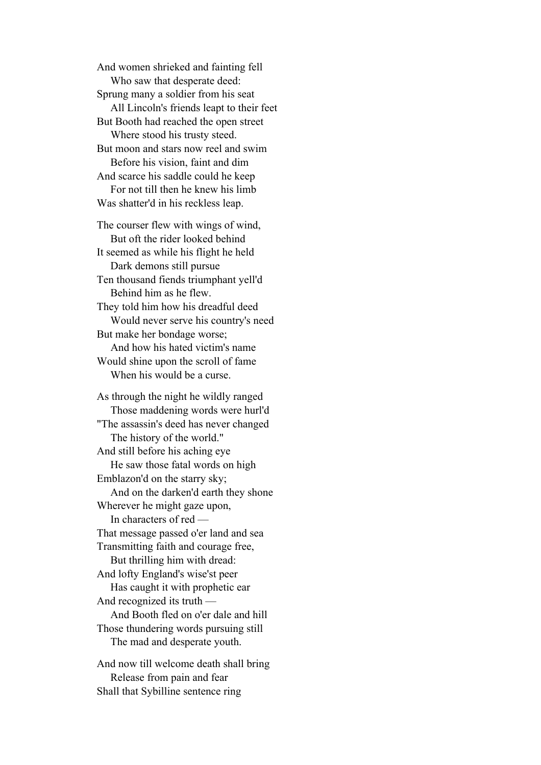And women shrieked and fainting fell  
    Who saw that desperate deed:  
Sprung many a soldier from his seat  
    All Lincoln's friends leapt to their feet  
But Booth had reached the open street  
    Where stood his trusty steed.  
But moon and stars now reel and swim  
    Before his vision, faint and dim  
And scarce his saddle could he keep  
    For not till then he knew his limb  
Was shatter'd in his reckless leap.

The courser flew with wings of wind,  
    But oft the rider looked behind  
It seemed as while his flight he held  
    Dark demons still pursue  
Ten thousand fiends triumphant yell'd  
    Behind him as he flew.  
They told him how his dreadful deed  
    Would never serve his country's need  
But make her bondage worse;  
    And how his hated victim's name  
Would shine upon the scroll of fame  
    When his would be a curse.

As through the night he wildly ranged  
    Those maddening words were hurl'd  
"The assassin's deed has never changed  
    The history of the world."  
And still before his aching eye  
    He saw those fatal words on high  
Emblazon'd on the starry sky;  
    And on the darken'd earth they shone  
Wherever he might gaze upon,  
    In characters of red —  
That message passed o'er land and sea  
Transmitting faith and courage free,  
    But thrilling him with dread:  
And lofty England's wise'st peer  
    Has caught it with prophetic ear  
And recognized its truth —  
    And Booth fled on o'er dale and hill  
Those thundering words pursuing still  
    The mad and desperate youth.

And now till welcome death shall bring  
    Release from pain and fear  
Shall that Sybilline sentence ring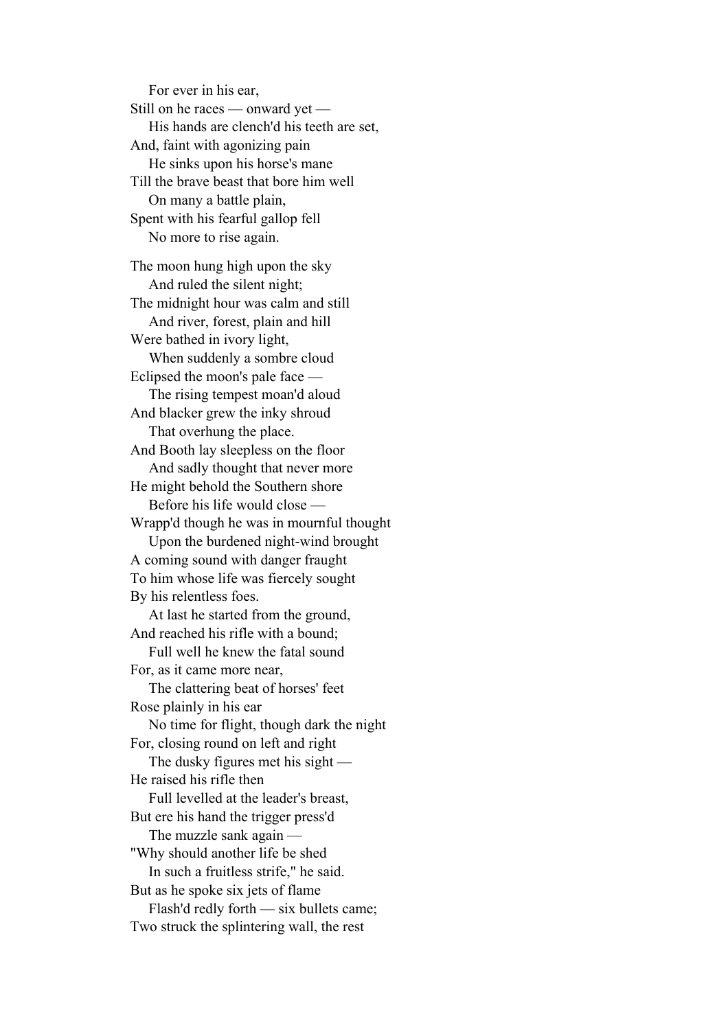For ever in his ear,  
Still on he races — onward yet —  
His hands are clench'd his teeth are set,  
And, faint with agonizing pain  
He sinks upon his horse's mane  
Till the brave beast that bore him well  
On many a battle plain,  
Spent with his fearful gallop fell  
No more to rise again.

The moon hung high upon the sky  
And ruled the silent night;  
The midnight hour was calm and still  
And river, forest, plain and hill  
Were bathed in ivory light,  
When suddenly a sombre cloud  
Eclipsed the moon's pale face —  
The rising tempest moan'd aloud  
And blacker grew the inky shroud  
That overhung the place.  
And Booth lay sleepless on the floor  
And sadly thought that never more  
He might behold the Southern shore  
Before his life would close —  
Wrapp'd though he was in mournful thought  
Upon the burdened night-wind brought  
A coming sound with danger fraught  
To him whose life was fiercely sought  
By his relentless foes.  
At last he started from the ground,  
And reached his rifle with a bound;  
Full well he knew the fatal sound  
For, as it came more near,  
The clattering beat of horses' feet  
Rose plainly in his ear  
No time for flight, though dark the night  
For, closing round on left and right  
The dusky figures met his sight —  
He raised his rifle then  
Full levelled at the leader's breast,  
But ere his hand the trigger press'd  
The muzzle sank again —  
"Why should another life be shed  
In such a fruitless strife," he said.  
But as he spoke six jets of flame  
Flash'd redly forth — six bullets came;  
Two struck the splintering wall, the rest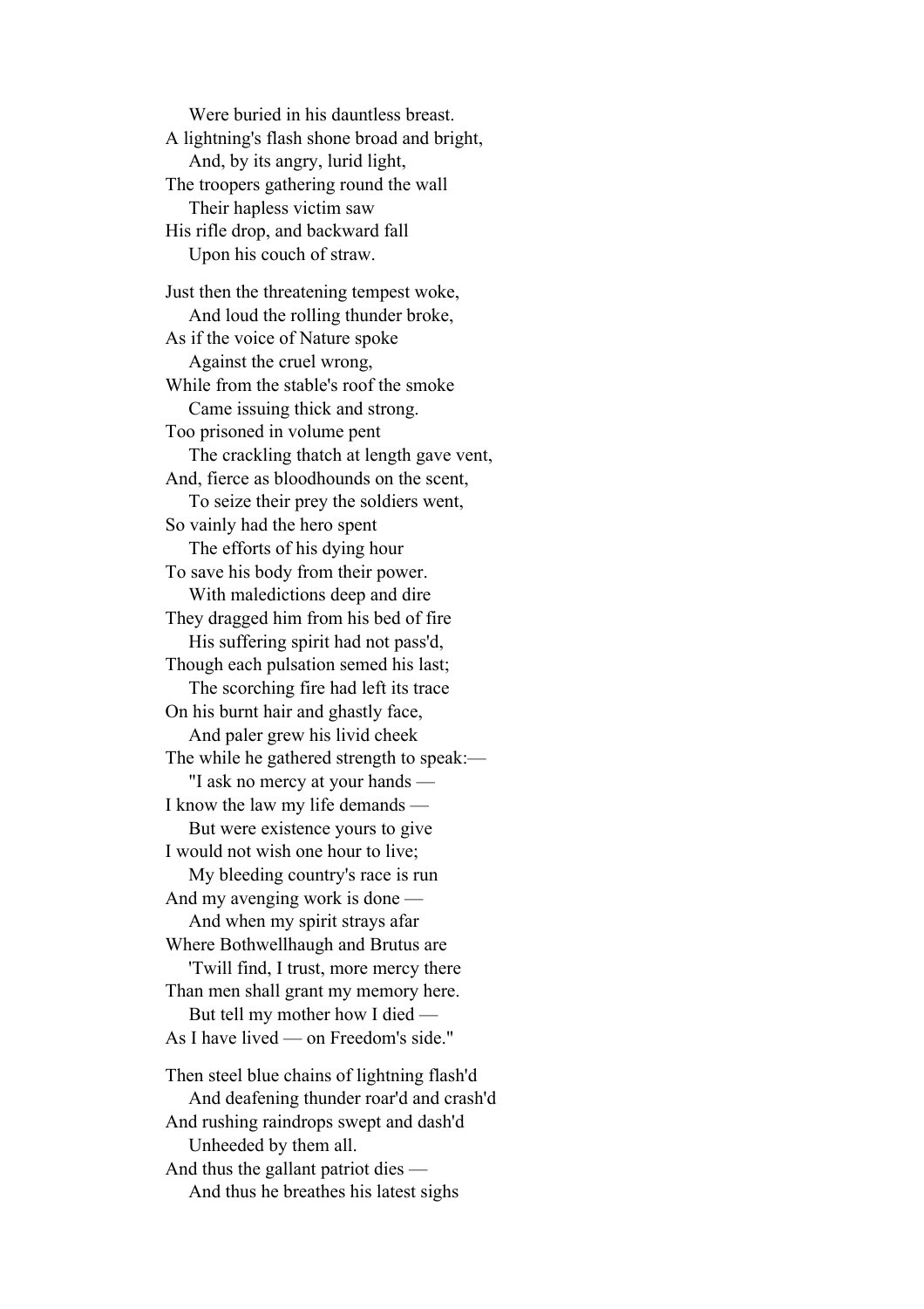Were buried in his dauntless breast.  
A lightning's flash shone broad and bright,  
And, by its angry, lurid light,  
The troopers gathering round the wall  
Their hapless victim saw  
His rifle drop, and backward fall  
Upon his couch of straw.

Just then the threatening tempest woke,  
And loud the rolling thunder broke,  
As if the voice of Nature spoke  
Against the cruel wrong,  
While from the stable's roof the smoke  
Came issuing thick and strong.  
Too prisoned in volume pent  
The crackling thatch at length gave vent,  
And, fierce as bloodhounds on the scent,  
To seize their prey the soldiers went,  
So vainly had the hero spent  
The efforts of his dying hour  
To save his body from their power.  
With maledictions deep and dire  
They dragged him from his bed of fire  
His suffering spirit had not pass'd,  
Though each pulsation semed his last;  
The scorching fire had left its trace  
On his burnt hair and ghastly face,  
And paler grew his livid cheek  
The while he gathered strength to speak:—  
"I ask no mercy at your hands —  
I know the law my life demands —  
But were existence yours to give  
I would not wish one hour to live;  
My bleeding country's race is run  
And my avenging work is done —  
And when my spirit strays afar  
Where Bothwellhaugh and Brutus are  
'Twill find, I trust, more mercy there  
Than men shall grant my memory here.  
But tell my mother how I died —  
As I have lived — on Freedom's side."

Then steel blue chains of lightning flash'd  
And deafening thunder roar'd and crash'd  
And rushing raindrops swept and dash'd  
Unheeded by them all.  
And thus the gallant patriot dies —  
And thus he breathes his latest sighs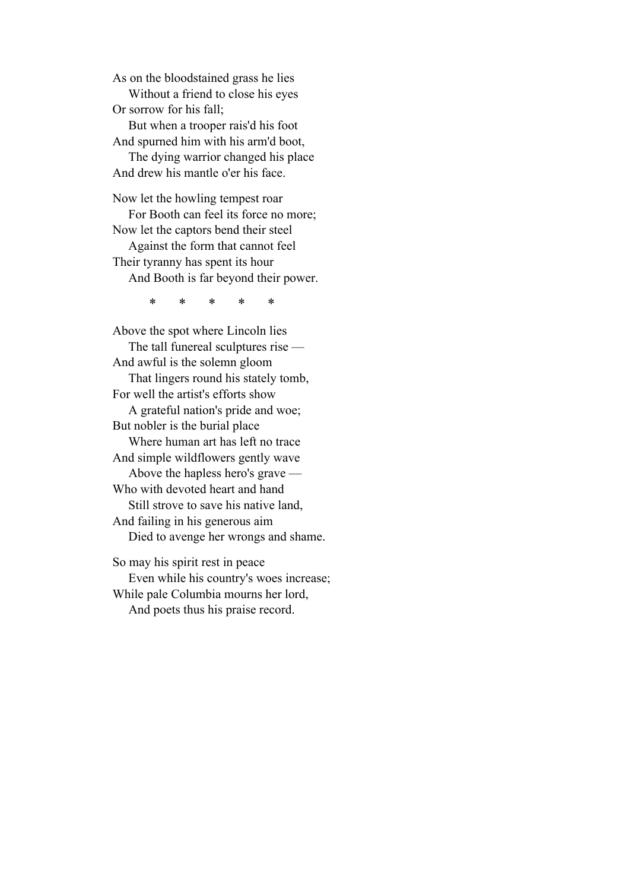As on the bloodstained grass he lies  
  Without a friend to close his eyes  
Or sorrow for his fall;  
  But when a trooper rais'd his foot  
And spurned him with his arm'd boot,  
  The dying warrior changed his place  
And drew his mantle o'er his face.

Now let the howling tempest roar  
  For Booth can feel its force no more;  
Now let the captors bend their steel  
  Against the form that cannot feel  
Their tyranny has spent its hour  
  And Booth is far beyond their power.

\* \* \* \* \*

Above the spot where Lincoln lies  
  The tall funereal sculptures rise —  
And awful is the solemn gloom  
  That lingers round his stately tomb,  
For well the artist's efforts show  
  A grateful nation's pride and woe;  
But nobler is the burial place  
  Where human art has left no trace  
And simple wildflowers gently wave  
  Above the hapless hero's grave —  
Who with devoted heart and hand  
  Still strove to save his native land,  
And failing in his generous aim  
  Died to avenge her wrongs and shame.

So may his spirit rest in peace  
  Even while his country's woes increase;  
While pale Columbia mourns her lord,  
  And poets thus his praise record.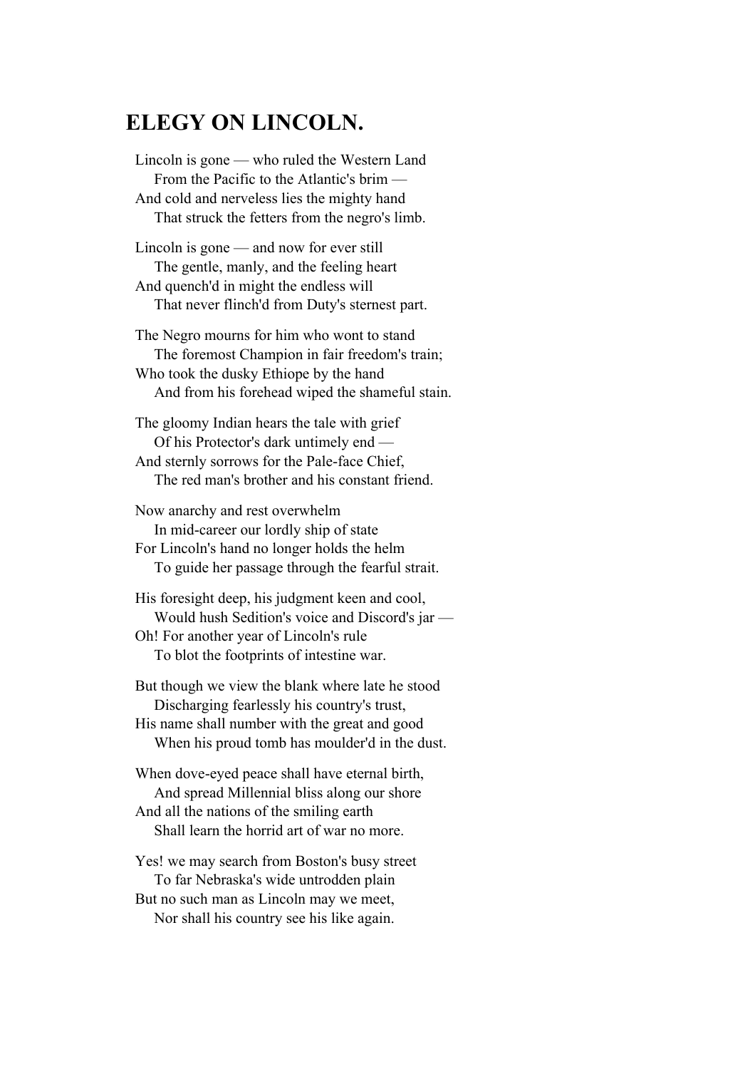## ELEGY ON LINCOLN.

Lincoln is gone — who ruled the Western Land
  From the Pacific to the Atlantic's brim —
And cold and nerveless lies the mighty hand
  That struck the fetters from the negro's limb.

Lincoln is gone — and now for ever still
  The gentle, manly, and the feeling heart
And quench'd in might the endless will
  That never flinch'd from Duty's sternest part.

The Negro mourns for him who wont to stand
  The foremost Champion in fair freedom's train;
Who took the dusky Ethiope by the hand
  And from his forehead wiped the shameful stain.

The gloomy Indian hears the tale with grief
  Of his Protector's dark untimely end —
And sternly sorrows for the Pale-face Chief,
  The red man's brother and his constant friend.

Now anarchy and rest overwhelm
  In mid-career our lordly ship of state
For Lincoln's hand no longer holds the helm
  To guide her passage through the fearful strait.

His foresight deep, his judgment keen and cool,
  Would hush Sedition's voice and Discord's jar —
Oh! For another year of Lincoln's rule
  To blot the footprints of intestine war.

But though we view the blank where late he stood
  Discharging fearlessly his country's trust,
His name shall number with the great and good
  When his proud tomb has moulder'd in the dust.

When dove-eyed peace shall have eternal birth,
  And spread Millennial bliss along our shore
And all the nations of the smiling earth
  Shall learn the horrid art of war no more.

Yes! we may search from Boston's busy street
  To far Nebraska's wide untrodden plain
But no such man as Lincoln may we meet,
  Nor shall his country see his like again.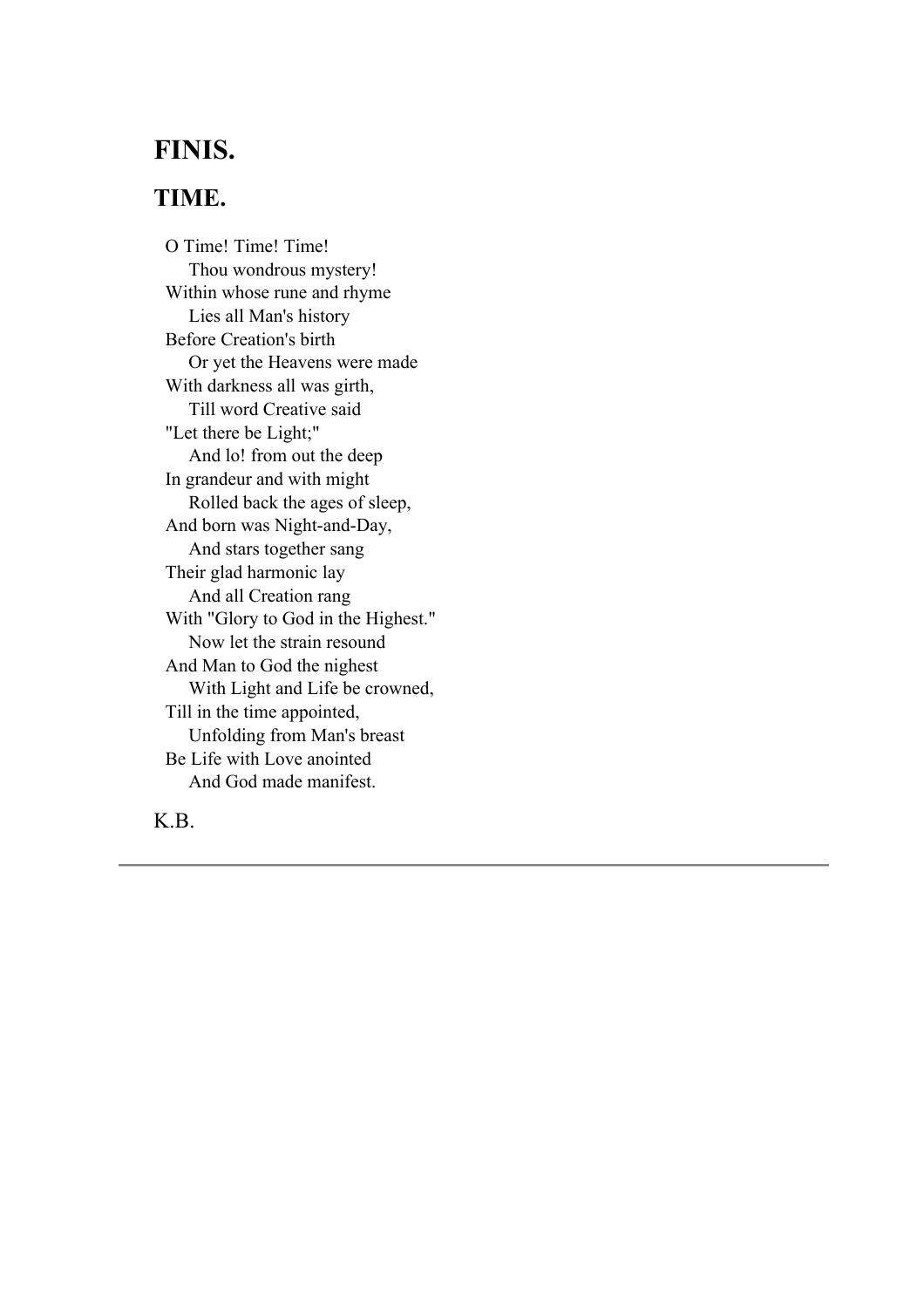## FINIS.

## TIME.

O Time! Time! Time!  
    Thou wondrous mystery!  
Within whose rune and rhyme  
    Lies all Man's history  
Before Creation's birth  
    Or yet the Heavens were made  
With darkness all was girth,  
    Till word Creative said  
"Let there be Light;"  
    And lo! from out the deep  
In grandeur and with might  
    Rolled back the ages of sleep,  
And born was Night-and-Day,  
    And stars together sang  
Their glad harmonic lay  
    And all Creation rang  
With "Glory to God in the Highest."  
    Now let the strain resound  
And Man to God the nighest  
    With Light and Life be crowned,  
Till in the time appointed,  
    Unfolding from Man's breast  
Be Life with Love anointed  
    And God made manifest.

K.B.

---